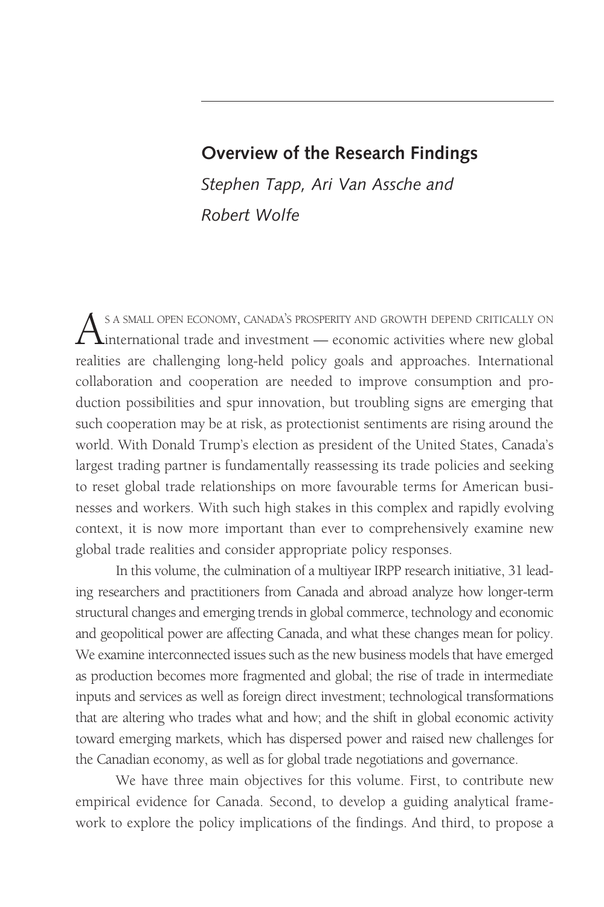## Overview of the Research Findings

*Stephen Tapp, Ari Van Assche and Robert Wolfe*

As a small open economy, Canada's prosperity and growth depend critically on international trade and investment — economic activities where new global realities are challenging long-held policy goals and approaches. International collaboration and cooperation are needed to improve consumption and production possibilities and spur innovation, but troubling signs are emerging that such cooperation may be at risk, as protectionist sentiments are rising around the world. With Donald Trump's election as president of the United States, Canada's largest trading partner is fundamentally reassessing its trade policies and seeking to reset global trade relationships on more favourable terms for American businesses and workers. With such high stakes in this complex and rapidly evolving context, it is now more important than ever to comprehensively examine new global trade realities and consider appropriate policy responses.

In this volume, the culmination of a multiyear IRPP research initiative, 31 leading researchers and practitioners from Canada and abroad analyze how longer-term structural changes and emerging trends in global commerce, technology and economic and geopolitical power are affecting Canada, and what these changes mean for policy. We examine interconnected issues such as the new business models that have emerged as production becomes more fragmented and global; the rise of trade in intermediate inputs and services as well as foreign direct investment; technological transformations that are altering who trades what and how; and the shift in global economic activity toward emerging markets, which has dispersed power and raised new challenges for the Canadian economy, as well as for global trade negotiations and governance.

We have three main objectives for this volume. First, to contribute new empirical evidence for Canada. Second, to develop a guiding analytical framework to explore the policy implications of the findings. And third, to propose a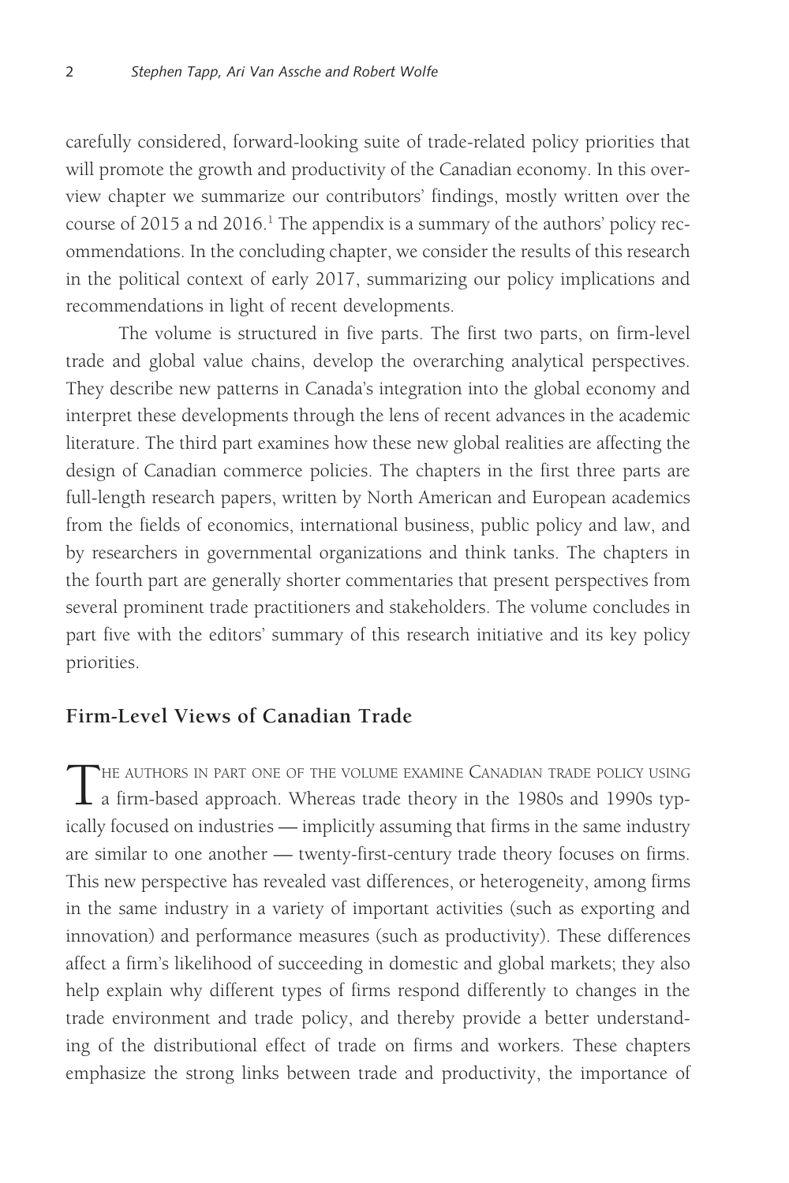carefully considered, forward-looking suite of trade-related policy priorities that will promote the growth and productivity of the Canadian economy. In this overview chapter we summarize our contributors' findings, mostly written over the course of 2015 a nd 2016.[1] The appendix is a summary of the authors' policy recommendations. In the concluding chapter, we consider the results of this research in the political context of early 2017, summarizing our policy implications and recommendations in light of recent developments.

The volume is structured in five parts. The first two parts, on firm-level trade and global value chains, develop the overarching analytical perspectives. They describe new patterns in Canada's integration into the global economy and interpret these developments through the lens of recent advances in the academic literature. The third part examines how these new global realities are affecting the design of Canadian commerce policies. The chapters in the first three parts are full-length research papers, written by North American and European academics from the fields of economics, international business, public policy and law, and by researchers in governmental organizations and think tanks. The chapters in the fourth part are generally shorter commentaries that present perspectives from several prominent trade practitioners and stakeholders. The volume concludes in part five with the editors' summary of this research initiative and its key policy priorities.

## Firm-Level Views of Canadian Trade

The authors in part one of the volume examine Canadian trade policy using a firm-based approach. Whereas trade theory in the 1980s and 1990s typically focused on industries — implicitly assuming that firms in the same industry are similar to one another — twenty-first-century trade theory focuses on firms. This new perspective has revealed vast differences, or heterogeneity, among firms in the same industry in a variety of important activities (such as exporting and innovation) and performance measures (such as productivity). These differences affect a firm's likelihood of succeeding in domestic and global markets; they also help explain why different types of firms respond differently to changes in the trade environment and trade policy, and thereby provide a better understanding of the distributional effect of trade on firms and workers. These chapters emphasize the strong links between trade and productivity, the importance of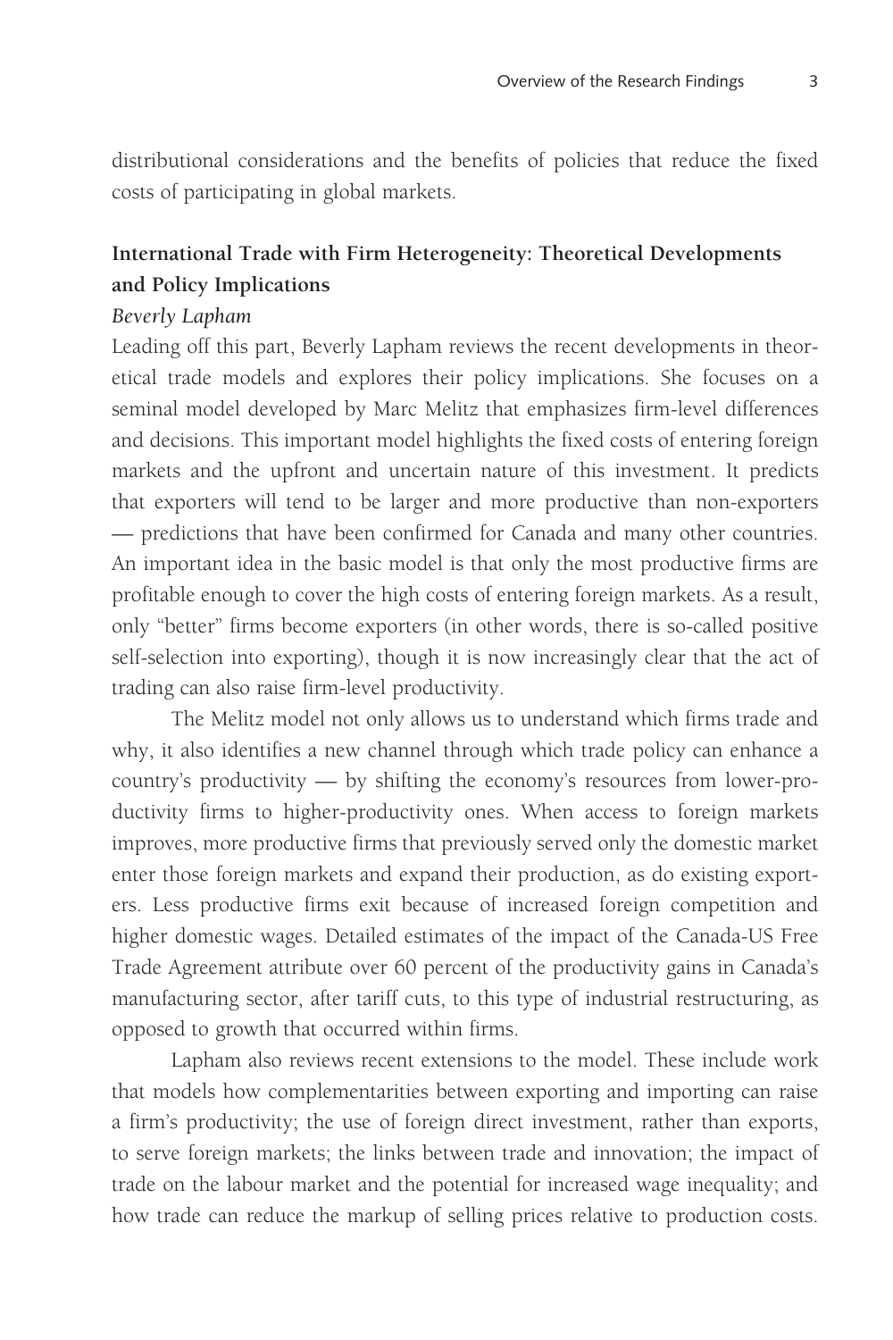distributional considerations and the benefits of policies that reduce the fixed costs of participating in global markets.

## International Trade with Firm Heterogeneity: Theoretical Developments and Policy Implications

*Beverly Lapham*

Leading off this part, Beverly Lapham reviews the recent developments in theoretical trade models and explores their policy implications. She focuses on a seminal model developed by Marc Melitz that emphasizes firm-level differences and decisions. This important model highlights the fixed costs of entering foreign markets and the upfront and uncertain nature of this investment. It predicts that exporters will tend to be larger and more productive than non-exporters — predictions that have been confirmed for Canada and many other countries. An important idea in the basic model is that only the most productive firms are profitable enough to cover the high costs of entering foreign markets. As a result, only "better" firms become exporters (in other words, there is so-called positive self-selection into exporting), though it is now increasingly clear that the act of trading can also raise firm-level productivity.

The Melitz model not only allows us to understand which firms trade and why, it also identifies a new channel through which trade policy can enhance a country's productivity — by shifting the economy's resources from lower-productivity firms to higher-productivity ones. When access to foreign markets improves, more productive firms that previously served only the domestic market enter those foreign markets and expand their production, as do existing exporters. Less productive firms exit because of increased foreign competition and higher domestic wages. Detailed estimates of the impact of the Canada-US Free Trade Agreement attribute over 60 percent of the productivity gains in Canada's manufacturing sector, after tariff cuts, to this type of industrial restructuring, as opposed to growth that occurred within firms.

Lapham also reviews recent extensions to the model. These include work that models how complementarities between exporting and importing can raise a firm's productivity; the use of foreign direct investment, rather than exports, to serve foreign markets; the links between trade and innovation; the impact of trade on the labour market and the potential for increased wage inequality; and how trade can reduce the markup of selling prices relative to production costs.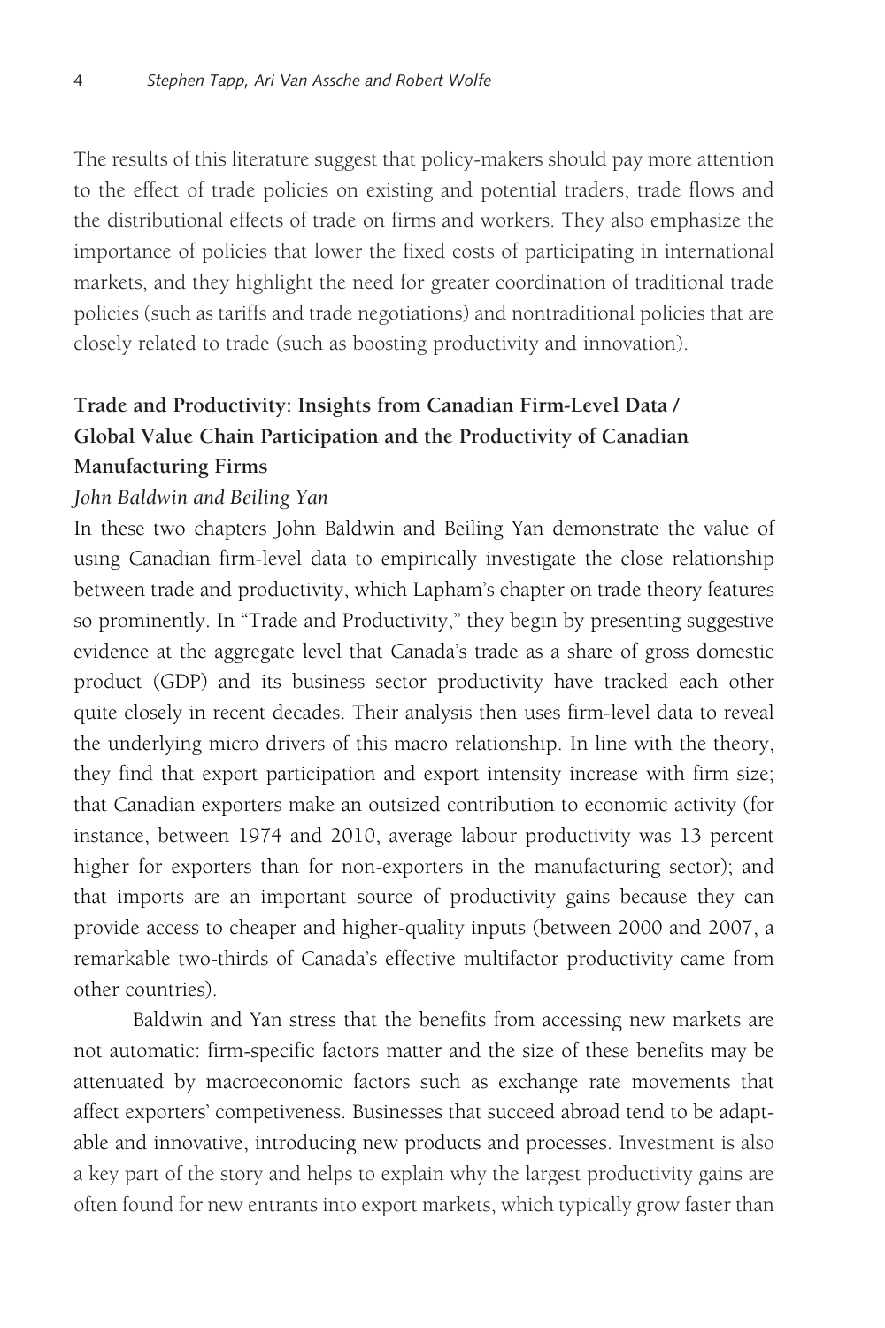The results of this literature suggest that policy-makers should pay more attention to the effect of trade policies on existing and potential traders, trade flows and the distributional effects of trade on firms and workers. They also emphasize the importance of policies that lower the fixed costs of participating in international markets, and they highlight the need for greater coordination of traditional trade policies (such as tariffs and trade negotiations) and nontraditional policies that are closely related to trade (such as boosting productivity and innovation).

## Trade and Productivity: Insights from Canadian Firm-Level Data / Global Value Chain Participation and the Productivity of Canadian Manufacturing Firms

*John Baldwin and Beiling Yan*

In these two chapters John Baldwin and Beiling Yan demonstrate the value of using Canadian firm-level data to empirically investigate the close relationship between trade and productivity, which Lapham's chapter on trade theory features so prominently. In "Trade and Productivity," they begin by presenting suggestive evidence at the aggregate level that Canada's trade as a share of gross domestic product (GDP) and its business sector productivity have tracked each other quite closely in recent decades. Their analysis then uses firm-level data to reveal the underlying micro drivers of this macro relationship. In line with the theory, they find that export participation and export intensity increase with firm size; that Canadian exporters make an outsized contribution to economic activity (for instance, between 1974 and 2010, average labour productivity was 13 percent higher for exporters than for non-exporters in the manufacturing sector); and that imports are an important source of productivity gains because they can provide access to cheaper and higher-quality inputs (between 2000 and 2007, a remarkable two-thirds of Canada's effective multifactor productivity came from other countries).

Baldwin and Yan stress that the benefits from accessing new markets are not automatic: firm-specific factors matter and the size of these benefits may be attenuated by macroeconomic factors such as exchange rate movements that affect exporters' competiveness. Businesses that succeed abroad tend to be adaptable and innovative, introducing new products and processes. Investment is also a key part of the story and helps to explain why the largest productivity gains are often found for new entrants into export markets, which typically grow faster than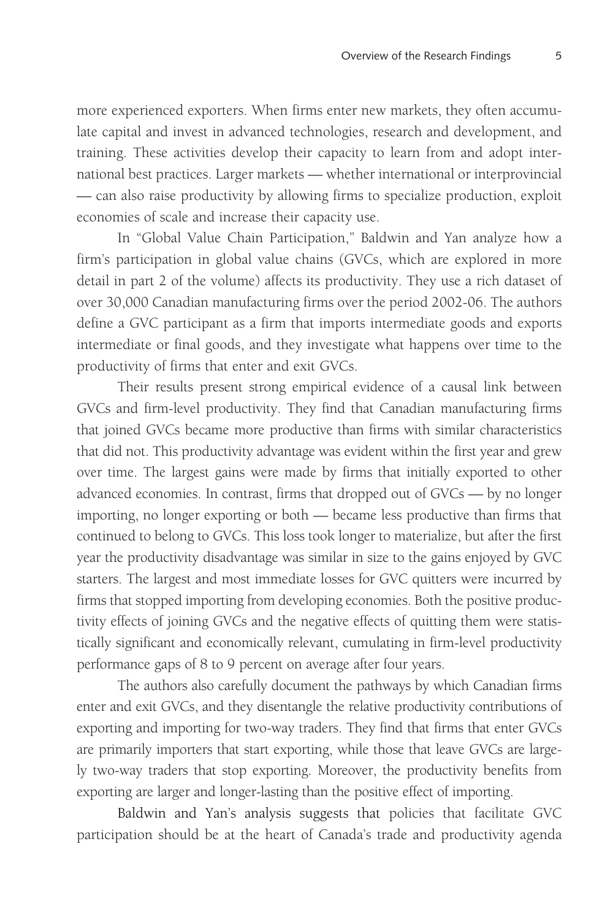more experienced exporters. When firms enter new markets, they often accumulate capital and invest in advanced technologies, research and development, and training. These activities develop their capacity to learn from and adopt international best practices. Larger markets — whether international or interprovincial — can also raise productivity by allowing firms to specialize production, exploit economies of scale and increase their capacity use.

In "Global Value Chain Participation," Baldwin and Yan analyze how a firm's participation in global value chains (GVCs, which are explored in more detail in part 2 of the volume) affects its productivity. They use a rich dataset of over 30,000 Canadian manufacturing firms over the period 2002-06. The authors define a GVC participant as a firm that imports intermediate goods and exports intermediate or final goods, and they investigate what happens over time to the productivity of firms that enter and exit GVCs.

Their results present strong empirical evidence of a causal link between GVCs and firm-level productivity. They find that Canadian manufacturing firms that joined GVCs became more productive than firms with similar characteristics that did not. This productivity advantage was evident within the first year and grew over time. The largest gains were made by firms that initially exported to other advanced economies. In contrast, firms that dropped out of GVCs — by no longer importing, no longer exporting or both — became less productive than firms that continued to belong to GVCs. This loss took longer to materialize, but after the first year the productivity disadvantage was similar in size to the gains enjoyed by GVC starters. The largest and most immediate losses for GVC quitters were incurred by firms that stopped importing from developing economies. Both the positive productivity effects of joining GVCs and the negative effects of quitting them were statistically significant and economically relevant, cumulating in firm-level productivity performance gaps of 8 to 9 percent on average after four years.

The authors also carefully document the pathways by which Canadian firms enter and exit GVCs, and they disentangle the relative productivity contributions of exporting and importing for two-way traders. They find that firms that enter GVCs are primarily importers that start exporting, while those that leave GVCs are largely two-way traders that stop exporting. Moreover, the productivity benefits from exporting are larger and longer-lasting than the positive effect of importing.

Baldwin and Yan's analysis suggests that policies that facilitate GVC participation should be at the heart of Canada's trade and productivity agenda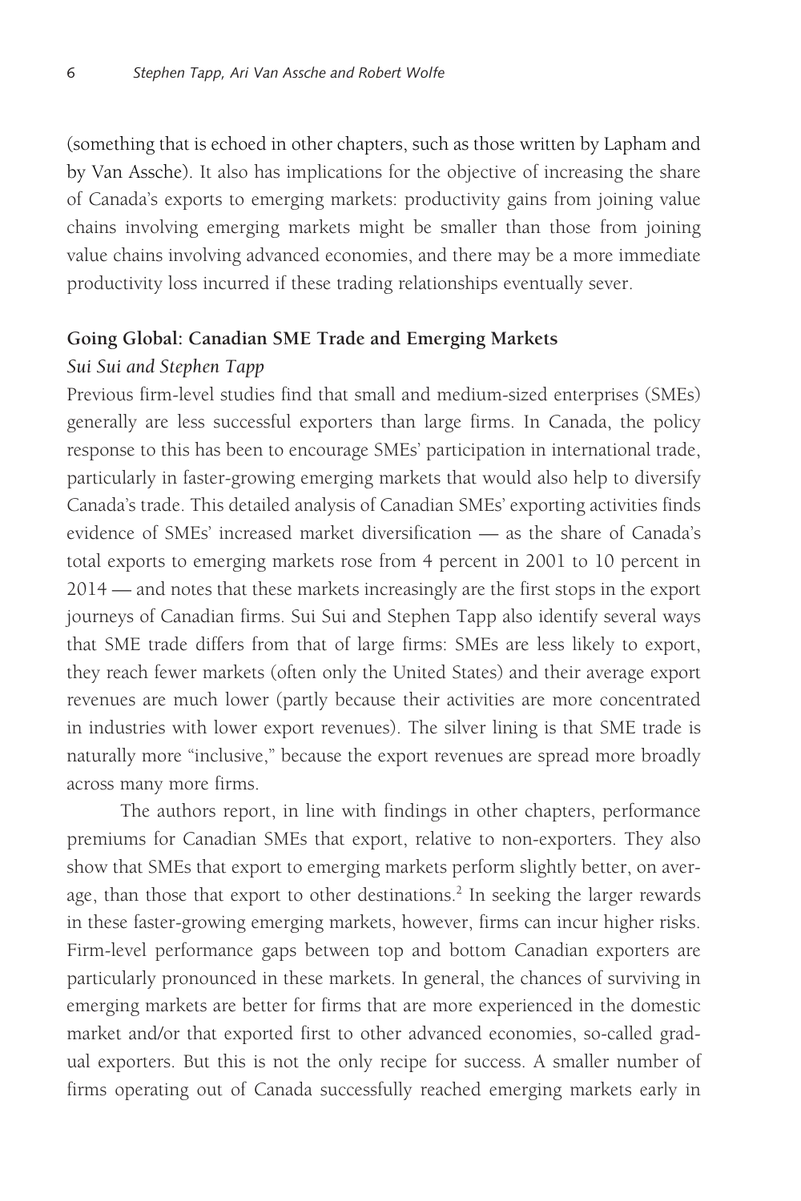(something that is echoed in other chapters, such as those written by Lapham and by Van Assche). It also has implications for the objective of increasing the share of Canada's exports to emerging markets: productivity gains from joining value chains involving emerging markets might be smaller than those from joining value chains involving advanced economies, and there may be a more immediate productivity loss incurred if these trading relationships eventually sever.

**Going Global: Canadian SME Trade and Emerging Markets**

*Sui Sui and Stephen Tapp*

Previous firm-level studies find that small and medium-sized enterprises (SMEs) generally are less successful exporters than large firms. In Canada, the policy response to this has been to encourage SMEs' participation in international trade, particularly in faster-growing emerging markets that would also help to diversify Canada's trade. This detailed analysis of Canadian SMEs' exporting activities finds evidence of SMEs' increased market diversification — as the share of Canada's total exports to emerging markets rose from 4 percent in 2001 to 10 percent in 2014 — and notes that these markets increasingly are the first stops in the export journeys of Canadian firms. Sui Sui and Stephen Tapp also identify several ways that SME trade differs from that of large firms: SMEs are less likely to export, they reach fewer markets (often only the United States) and their average export revenues are much lower (partly because their activities are more concentrated in industries with lower export revenues). The silver lining is that SME trade is naturally more "inclusive," because the export revenues are spread more broadly across many more firms.

The authors report, in line with findings in other chapters, performance premiums for Canadian SMEs that export, relative to non-exporters. They also show that SMEs that export to emerging markets perform slightly better, on average, than those that export to other destinations.[2] In seeking the larger rewards in these faster-growing emerging markets, however, firms can incur higher risks. Firm-level performance gaps between top and bottom Canadian exporters are particularly pronounced in these markets. In general, the chances of surviving in emerging markets are better for firms that are more experienced in the domestic market and/or that exported first to other advanced economies, so-called gradual exporters. But this is not the only recipe for success. A smaller number of firms operating out of Canada successfully reached emerging markets early in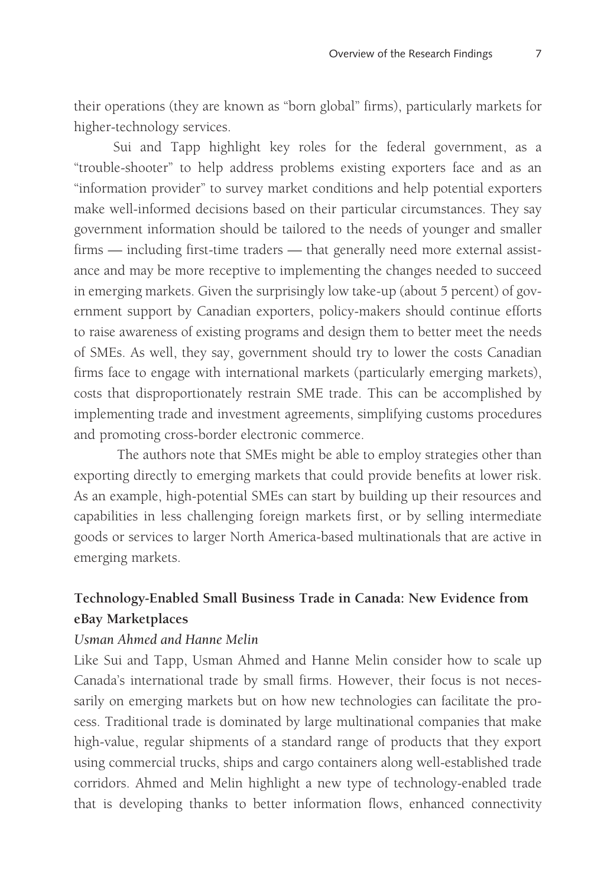their operations (they are known as "born global" firms), particularly markets for higher-technology services.

Sui and Tapp highlight key roles for the federal government, as a "trouble-shooter" to help address problems existing exporters face and as an "information provider" to survey market conditions and help potential exporters make well-informed decisions based on their particular circumstances. They say government information should be tailored to the needs of younger and smaller firms — including first-time traders — that generally need more external assistance and may be more receptive to implementing the changes needed to succeed in emerging markets. Given the surprisingly low take-up (about 5 percent) of government support by Canadian exporters, policy-makers should continue efforts to raise awareness of existing programs and design them to better meet the needs of SMEs. As well, they say, government should try to lower the costs Canadian firms face to engage with international markets (particularly emerging markets), costs that disproportionately restrain SME trade. This can be accomplished by implementing trade and investment agreements, simplifying customs procedures and promoting cross-border electronic commerce.

The authors note that SMEs might be able to employ strategies other than exporting directly to emerging markets that could provide benefits at lower risk. As an example, high-potential SMEs can start by building up their resources and capabilities in less challenging foreign markets first, or by selling intermediate goods or services to larger North America-based multinationals that are active in emerging markets.

### Technology-Enabled Small Business Trade in Canada: New Evidence from eBay Marketplaces

*Usman Ahmed and Hanne Melin*

Like Sui and Tapp, Usman Ahmed and Hanne Melin consider how to scale up Canada's international trade by small firms. However, their focus is not necessarily on emerging markets but on how new technologies can facilitate the process. Traditional trade is dominated by large multinational companies that make high-value, regular shipments of a standard range of products that they export using commercial trucks, ships and cargo containers along well-established trade corridors. Ahmed and Melin highlight a new type of technology-enabled trade that is developing thanks to better information flows, enhanced connectivity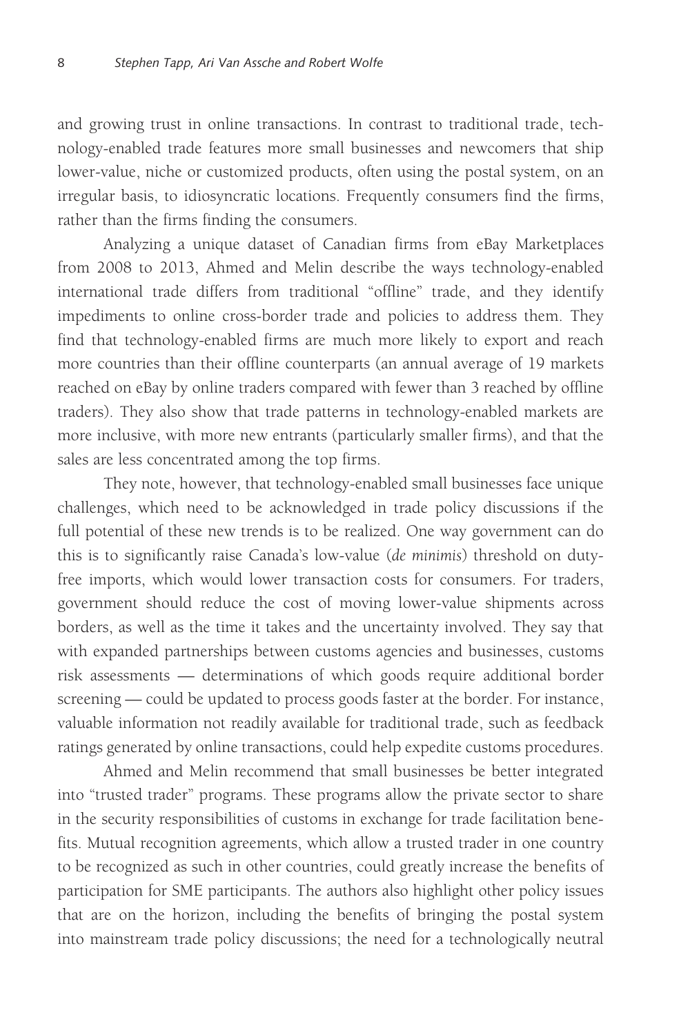and growing trust in online transactions. In contrast to traditional trade, technology-enabled trade features more small businesses and newcomers that ship lower-value, niche or customized products, often using the postal system, on an irregular basis, to idiosyncratic locations. Frequently consumers find the firms, rather than the firms finding the consumers.

Analyzing a unique dataset of Canadian firms from eBay Marketplaces from 2008 to 2013, Ahmed and Melin describe the ways technology-enabled international trade differs from traditional "offline" trade, and they identify impediments to online cross-border trade and policies to address them. They find that technology-enabled firms are much more likely to export and reach more countries than their offline counterparts (an annual average of 19 markets reached on eBay by online traders compared with fewer than 3 reached by offline traders). They also show that trade patterns in technology-enabled markets are more inclusive, with more new entrants (particularly smaller firms), and that the sales are less concentrated among the top firms.

They note, however, that technology-enabled small businesses face unique challenges, which need to be acknowledged in trade policy discussions if the full potential of these new trends is to be realized. One way government can do this is to significantly raise Canada's low-value (*de minimis*) threshold on duty-free imports, which would lower transaction costs for consumers. For traders, government should reduce the cost of moving lower-value shipments across borders, as well as the time it takes and the uncertainty involved. They say that with expanded partnerships between customs agencies and businesses, customs risk assessments — determinations of which goods require additional border screening — could be updated to process goods faster at the border. For instance, valuable information not readily available for traditional trade, such as feedback ratings generated by online transactions, could help expedite customs procedures.

Ahmed and Melin recommend that small businesses be better integrated into "trusted trader" programs. These programs allow the private sector to share in the security responsibilities of customs in exchange for trade facilitation benefits. Mutual recognition agreements, which allow a trusted trader in one country to be recognized as such in other countries, could greatly increase the benefits of participation for SME participants. The authors also highlight other policy issues that are on the horizon, including the benefits of bringing the postal system into mainstream trade policy discussions; the need for a technologically neutral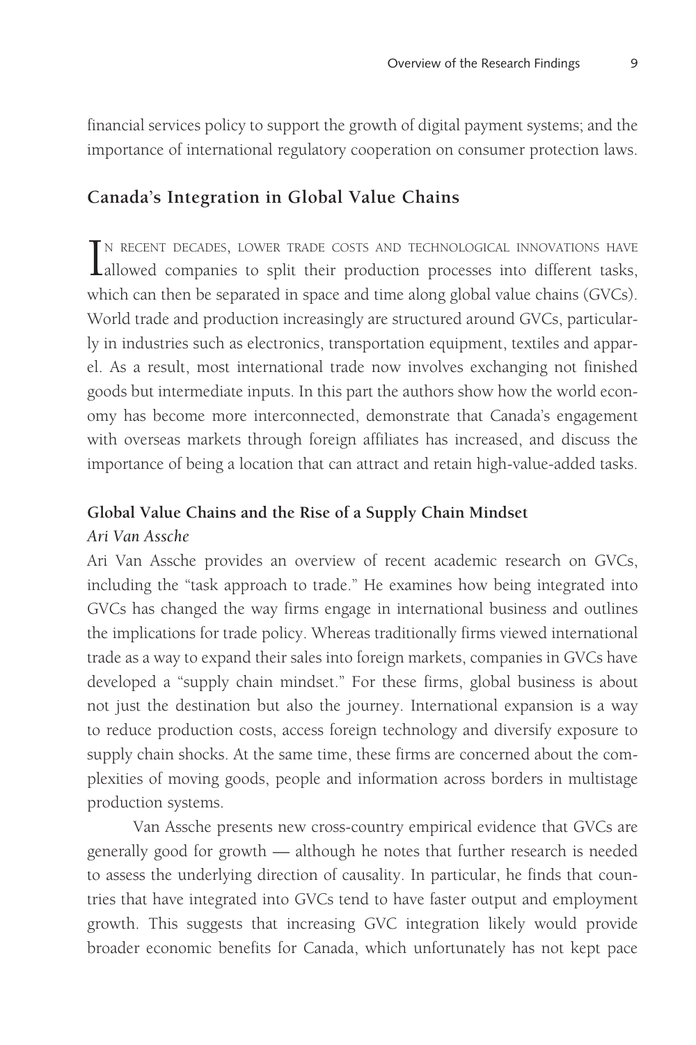financial services policy to support the growth of digital payment systems; and the importance of international regulatory cooperation on consumer protection laws.

## Canada's Integration in Global Value Chains

In recent decades, lower trade costs and technological innovations have allowed companies to split their production processes into different tasks, which can then be separated in space and time along global value chains (GVCs). World trade and production increasingly are structured around GVCs, particularly in industries such as electronics, transportation equipment, textiles and apparel. As a result, most international trade now involves exchanging not finished goods but intermediate inputs. In this part the authors show how the world economy has become more interconnected, demonstrate that Canada's engagement with overseas markets through foreign affiliates has increased, and discuss the importance of being a location that can attract and retain high-value-added tasks.

### Global Value Chains and the Rise of a Supply Chain Mindset

*Ari Van Assche*

Ari Van Assche provides an overview of recent academic research on GVCs, including the "task approach to trade." He examines how being integrated into GVCs has changed the way firms engage in international business and outlines the implications for trade policy. Whereas traditionally firms viewed international trade as a way to expand their sales into foreign markets, companies in GVCs have developed a "supply chain mindset." For these firms, global business is about not just the destination but also the journey. International expansion is a way to reduce production costs, access foreign technology and diversify exposure to supply chain shocks. At the same time, these firms are concerned about the complexities of moving goods, people and information across borders in multistage production systems.

Van Assche presents new cross-country empirical evidence that GVCs are generally good for growth — although he notes that further research is needed to assess the underlying direction of causality. In particular, he finds that countries that have integrated into GVCs tend to have faster output and employment growth. This suggests that increasing GVC integration likely would provide broader economic benefits for Canada, which unfortunately has not kept pace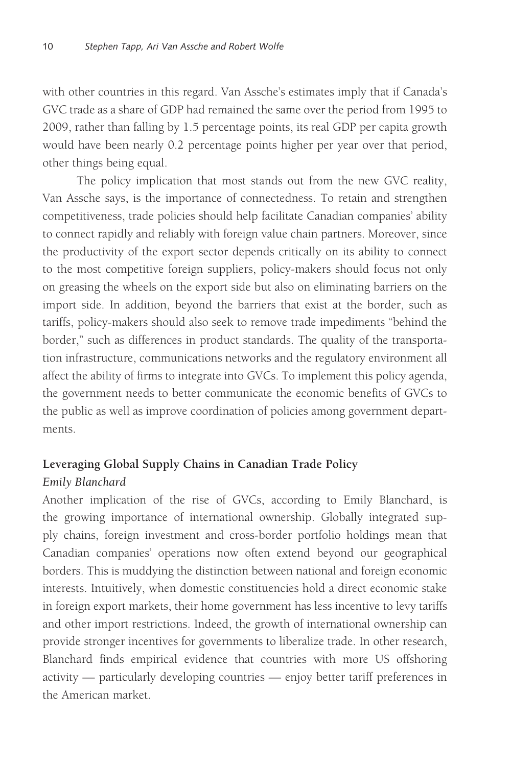with other countries in this regard. Van Assche's estimates imply that if Canada's GVC trade as a share of GDP had remained the same over the period from 1995 to 2009, rather than falling by 1.5 percentage points, its real GDP per capita growth would have been nearly 0.2 percentage points higher per year over that period, other things being equal.

The policy implication that most stands out from the new GVC reality, Van Assche says, is the importance of connectedness. To retain and strengthen competitiveness, trade policies should help facilitate Canadian companies' ability to connect rapidly and reliably with foreign value chain partners. Moreover, since the productivity of the export sector depends critically on its ability to connect to the most competitive foreign suppliers, policy-makers should focus not only on greasing the wheels on the export side but also on eliminating barriers on the import side. In addition, beyond the barriers that exist at the border, such as tariffs, policy-makers should also seek to remove trade impediments "behind the border," such as differences in product standards. The quality of the transportation infrastructure, communications networks and the regulatory environment all affect the ability of firms to integrate into GVCs. To implement this policy agenda, the government needs to better communicate the economic benefits of GVCs to the public as well as improve coordination of policies among government departments.

### Leveraging Global Supply Chains in Canadian Trade Policy

*Emily Blanchard*

Another implication of the rise of GVCs, according to Emily Blanchard, is the growing importance of international ownership. Globally integrated supply chains, foreign investment and cross-border portfolio holdings mean that Canadian companies' operations now often extend beyond our geographical borders. This is muddying the distinction between national and foreign economic interests. Intuitively, when domestic constituencies hold a direct economic stake in foreign export markets, their home government has less incentive to levy tariffs and other import restrictions. Indeed, the growth of international ownership can provide stronger incentives for governments to liberalize trade. In other research, Blanchard finds empirical evidence that countries with more US offshoring activity — particularly developing countries — enjoy better tariff preferences in the American market.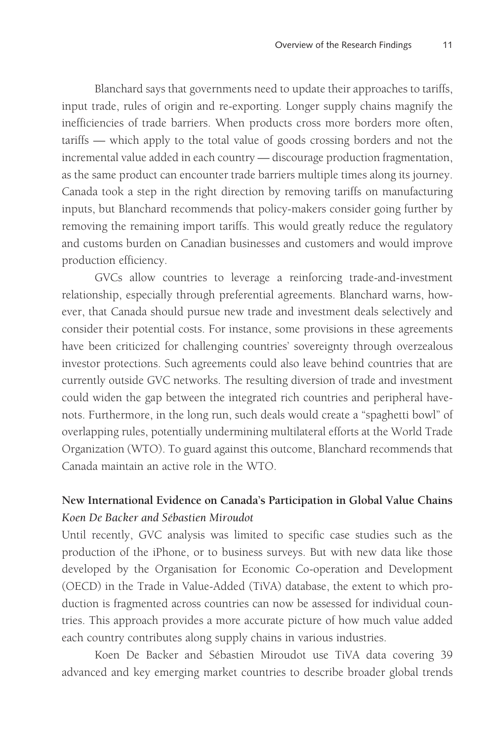Blanchard says that governments need to update their approaches to tariffs, input trade, rules of origin and re-exporting. Longer supply chains magnify the inefficiencies of trade barriers. When products cross more borders more often, tariffs — which apply to the total value of goods crossing borders and not the incremental value added in each country — discourage production fragmentation, as the same product can encounter trade barriers multiple times along its journey. Canada took a step in the right direction by removing tariffs on manufacturing inputs, but Blanchard recommends that policy-makers consider going further by removing the remaining import tariffs. This would greatly reduce the regulatory and customs burden on Canadian businesses and customers and would improve production efficiency.

GVCs allow countries to leverage a reinforcing trade-and-investment relationship, especially through preferential agreements. Blanchard warns, however, that Canada should pursue new trade and investment deals selectively and consider their potential costs. For instance, some provisions in these agreements have been criticized for challenging countries' sovereignty through overzealous investor protections. Such agreements could also leave behind countries that are currently outside GVC networks. The resulting diversion of trade and investment could widen the gap between the integrated rich countries and peripheral have-nots. Furthermore, in the long run, such deals would create a "spaghetti bowl" of overlapping rules, potentially undermining multilateral efforts at the World Trade Organization (WTO). To guard against this outcome, Blanchard recommends that Canada maintain an active role in the WTO.

### New International Evidence on Canada's Participation in Global Value Chains

*Koen De Backer and Sébastien Miroudot*

Until recently, GVC analysis was limited to specific case studies such as the production of the iPhone, or to business surveys. But with new data like those developed by the Organisation for Economic Co-operation and Development (OECD) in the Trade in Value-Added (TiVA) database, the extent to which production is fragmented across countries can now be assessed for individual countries. This approach provides a more accurate picture of how much value added each country contributes along supply chains in various industries.

Koen De Backer and Sébastien Miroudot use TiVA data covering 39 advanced and key emerging market countries to describe broader global trends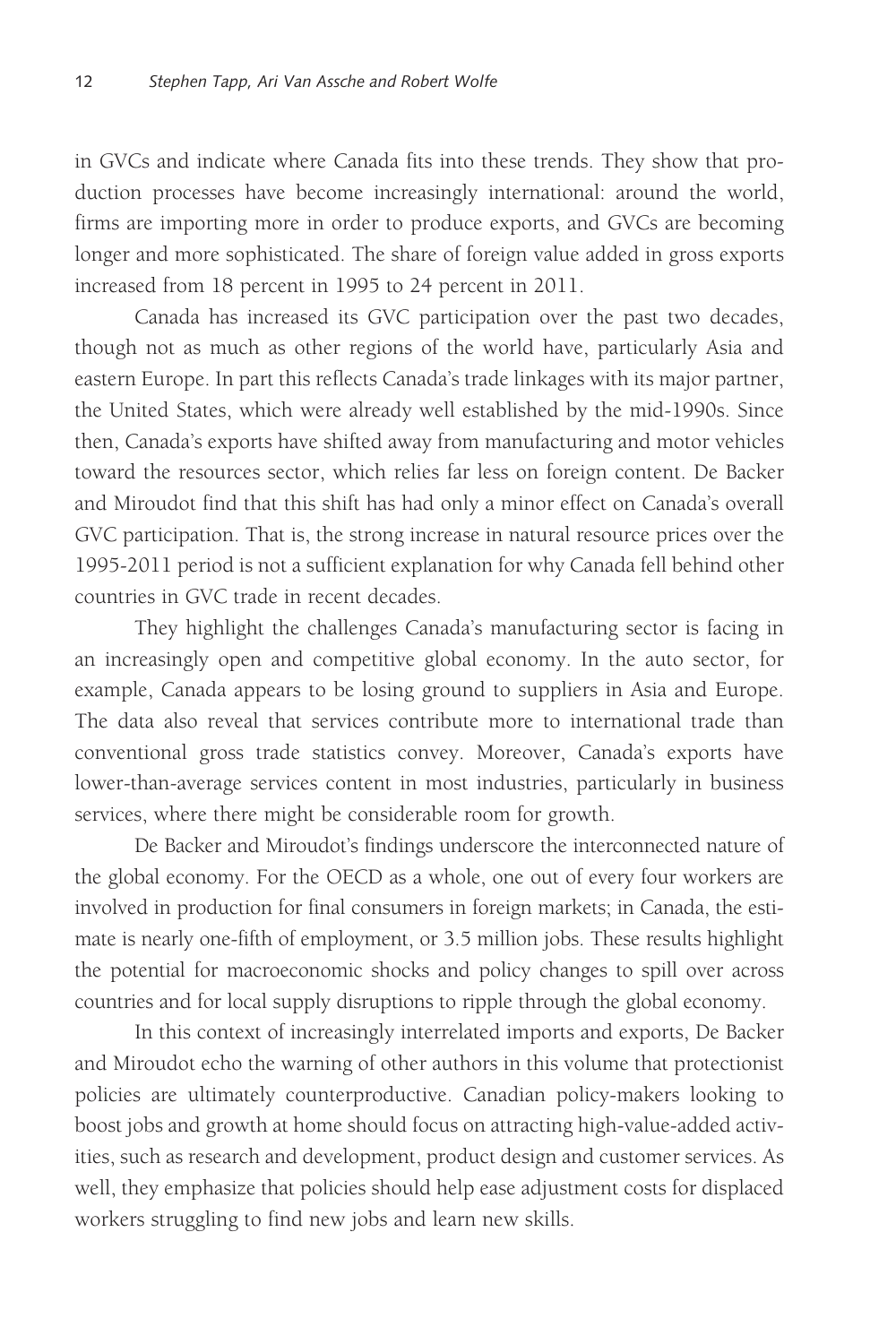in GVCs and indicate where Canada fits into these trends. They show that production processes have become increasingly international: around the world, firms are importing more in order to produce exports, and GVCs are becoming longer and more sophisticated. The share of foreign value added in gross exports increased from 18 percent in 1995 to 24 percent in 2011.

Canada has increased its GVC participation over the past two decades, though not as much as other regions of the world have, particularly Asia and eastern Europe. In part this reflects Canada's trade linkages with its major partner, the United States, which were already well established by the mid-1990s. Since then, Canada's exports have shifted away from manufacturing and motor vehicles toward the resources sector, which relies far less on foreign content. De Backer and Miroudot find that this shift has had only a minor effect on Canada's overall GVC participation. That is, the strong increase in natural resource prices over the 1995-2011 period is not a sufficient explanation for why Canada fell behind other countries in GVC trade in recent decades.

They highlight the challenges Canada's manufacturing sector is facing in an increasingly open and competitive global economy. In the auto sector, for example, Canada appears to be losing ground to suppliers in Asia and Europe. The data also reveal that services contribute more to international trade than conventional gross trade statistics convey. Moreover, Canada's exports have lower-than-average services content in most industries, particularly in business services, where there might be considerable room for growth.

De Backer and Miroudot's findings underscore the interconnected nature of the global economy. For the OECD as a whole, one out of every four workers are involved in production for final consumers in foreign markets; in Canada, the estimate is nearly one-fifth of employment, or 3.5 million jobs. These results highlight the potential for macroeconomic shocks and policy changes to spill over across countries and for local supply disruptions to ripple through the global economy.

In this context of increasingly interrelated imports and exports, De Backer and Miroudot echo the warning of other authors in this volume that protectionist policies are ultimately counterproductive. Canadian policy-makers looking to boost jobs and growth at home should focus on attracting high-value-added activities, such as research and development, product design and customer services. As well, they emphasize that policies should help ease adjustment costs for displaced workers struggling to find new jobs and learn new skills.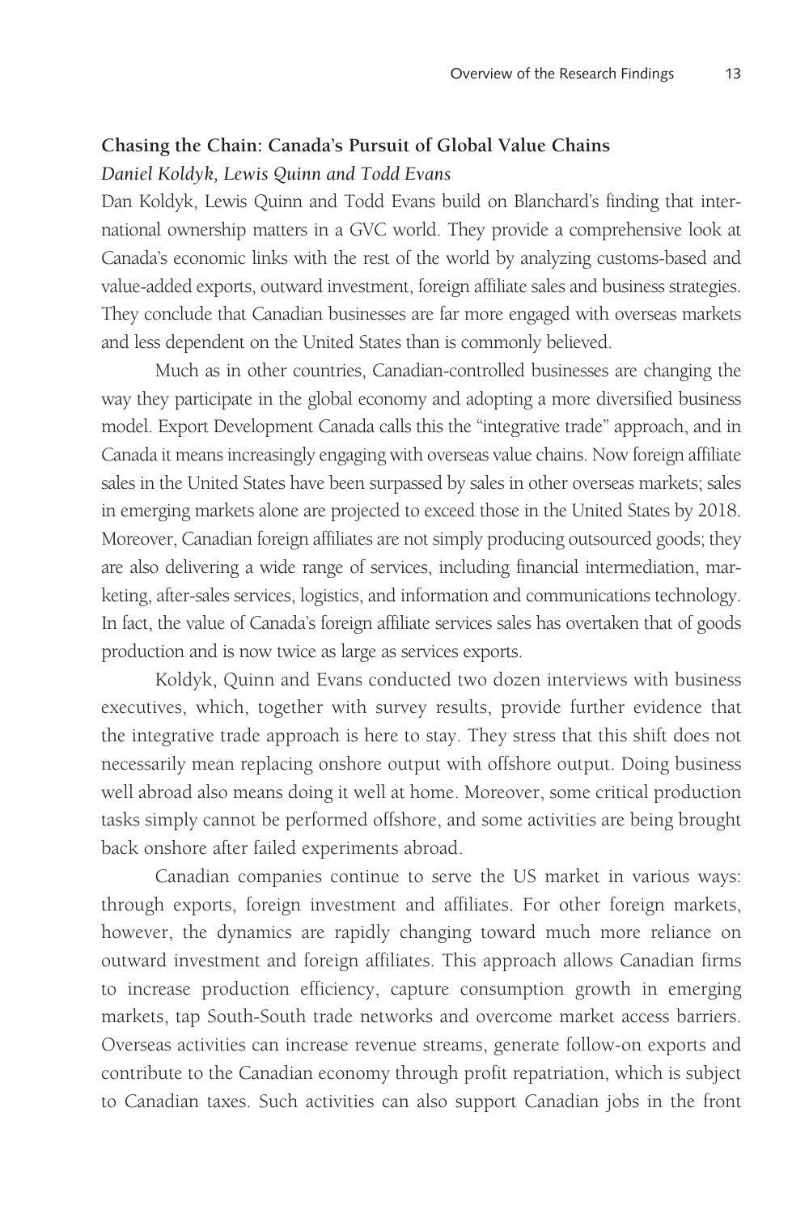### Chasing the Chain: Canada's Pursuit of Global Value Chains

*Daniel Koldyk, Lewis Quinn and Todd Evans*

Dan Koldyk, Lewis Quinn and Todd Evans build on Blanchard's finding that international ownership matters in a GVC world. They provide a comprehensive look at Canada's economic links with the rest of the world by analyzing customs-based and value-added exports, outward investment, foreign affiliate sales and business strategies. They conclude that Canadian businesses are far more engaged with overseas markets and less dependent on the United States than is commonly believed.

Much as in other countries, Canadian-controlled businesses are changing the way they participate in the global economy and adopting a more diversified business model. Export Development Canada calls this the "integrative trade" approach, and in Canada it means increasingly engaging with overseas value chains. Now foreign affiliate sales in the United States have been surpassed by sales in other overseas markets; sales in emerging markets alone are projected to exceed those in the United States by 2018. Moreover, Canadian foreign affiliates are not simply producing outsourced goods; they are also delivering a wide range of services, including financial intermediation, marketing, after-sales services, logistics, and information and communications technology. In fact, the value of Canada's foreign affiliate services sales has overtaken that of goods production and is now twice as large as services exports.

Koldyk, Quinn and Evans conducted two dozen interviews with business executives, which, together with survey results, provide further evidence that the integrative trade approach is here to stay. They stress that this shift does not necessarily mean replacing onshore output with offshore output. Doing business well abroad also means doing it well at home. Moreover, some critical production tasks simply cannot be performed offshore, and some activities are being brought back onshore after failed experiments abroad.

Canadian companies continue to serve the US market in various ways: through exports, foreign investment and affiliates. For other foreign markets, however, the dynamics are rapidly changing toward much more reliance on outward investment and foreign affiliates. This approach allows Canadian firms to increase production efficiency, capture consumption growth in emerging markets, tap South-South trade networks and overcome market access barriers. Overseas activities can increase revenue streams, generate follow-on exports and contribute to the Canadian economy through profit repatriation, which is subject to Canadian taxes. Such activities can also support Canadian jobs in the front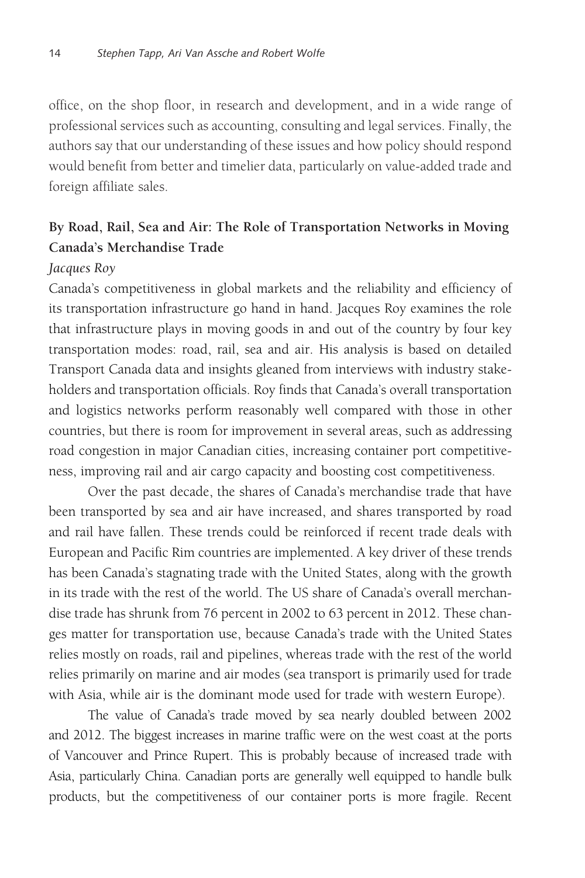office, on the shop floor, in research and development, and in a wide range of professional services such as accounting, consulting and legal services. Finally, the authors say that our understanding of these issues and how policy should respond would benefit from better and timelier data, particularly on value-added trade and foreign affiliate sales.

### By Road, Rail, Sea and Air: The Role of Transportation Networks in Moving Canada's Merchandise Trade

*Jacques Roy*

Canada's competitiveness in global markets and the reliability and efficiency of its transportation infrastructure go hand in hand. Jacques Roy examines the role that infrastructure plays in moving goods in and out of the country by four key transportation modes: road, rail, sea and air. His analysis is based on detailed Transport Canada data and insights gleaned from interviews with industry stakeholders and transportation officials. Roy finds that Canada's overall transportation and logistics networks perform reasonably well compared with those in other countries, but there is room for improvement in several areas, such as addressing road congestion in major Canadian cities, increasing container port competitiveness, improving rail and air cargo capacity and boosting cost competitiveness.

Over the past decade, the shares of Canada's merchandise trade that have been transported by sea and air have increased, and shares transported by road and rail have fallen. These trends could be reinforced if recent trade deals with European and Pacific Rim countries are implemented. A key driver of these trends has been Canada's stagnating trade with the United States, along with the growth in its trade with the rest of the world. The US share of Canada's overall merchandise trade has shrunk from 76 percent in 2002 to 63 percent in 2012. These changes matter for transportation use, because Canada's trade with the United States relies mostly on roads, rail and pipelines, whereas trade with the rest of the world relies primarily on marine and air modes (sea transport is primarily used for trade with Asia, while air is the dominant mode used for trade with western Europe).

The value of Canada's trade moved by sea nearly doubled between 2002 and 2012. The biggest increases in marine traffic were on the west coast at the ports of Vancouver and Prince Rupert. This is probably because of increased trade with Asia, particularly China. Canadian ports are generally well equipped to handle bulk products, but the competitiveness of our container ports is more fragile. Recent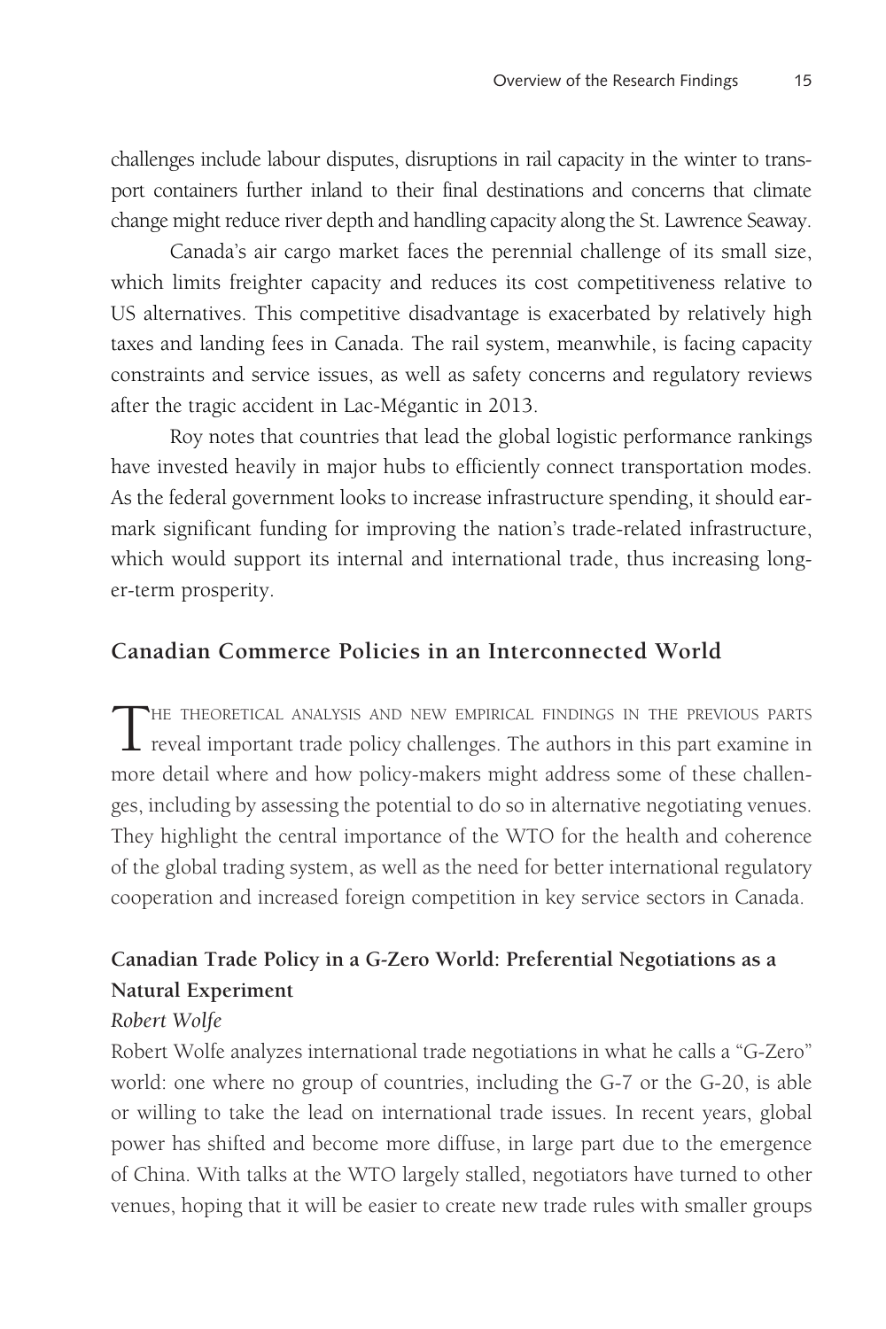challenges include labour disputes, disruptions in rail capacity in the winter to transport containers further inland to their final destinations and concerns that climate change might reduce river depth and handling capacity along the St. Lawrence Seaway.

Canada's air cargo market faces the perennial challenge of its small size, which limits freighter capacity and reduces its cost competitiveness relative to US alternatives. This competitive disadvantage is exacerbated by relatively high taxes and landing fees in Canada. The rail system, meanwhile, is facing capacity constraints and service issues, as well as safety concerns and regulatory reviews after the tragic accident in Lac-Mégantic in 2013.

Roy notes that countries that lead the global logistic performance rankings have invested heavily in major hubs to efficiently connect transportation modes. As the federal government looks to increase infrastructure spending, it should earmark significant funding for improving the nation's trade-related infrastructure, which would support its internal and international trade, thus increasing longer-term prosperity.

## Canadian Commerce Policies in an Interconnected World

The theoretical analysis and new empirical findings in the previous parts reveal important trade policy challenges. The authors in this part examine in more detail where and how policy-makers might address some of these challenges, including by assessing the potential to do so in alternative negotiating venues. They highlight the central importance of the WTO for the health and coherence of the global trading system, as well as the need for better international regulatory cooperation and increased foreign competition in key service sectors in Canada.

### Canadian Trade Policy in a G-Zero World: Preferential Negotiations as a Natural Experiment

*Robert Wolfe*

Robert Wolfe analyzes international trade negotiations in what he calls a "G-Zero" world: one where no group of countries, including the G-7 or the G-20, is able or willing to take the lead on international trade issues. In recent years, global power has shifted and become more diffuse, in large part due to the emergence of China. With talks at the WTO largely stalled, negotiators have turned to other venues, hoping that it will be easier to create new trade rules with smaller groups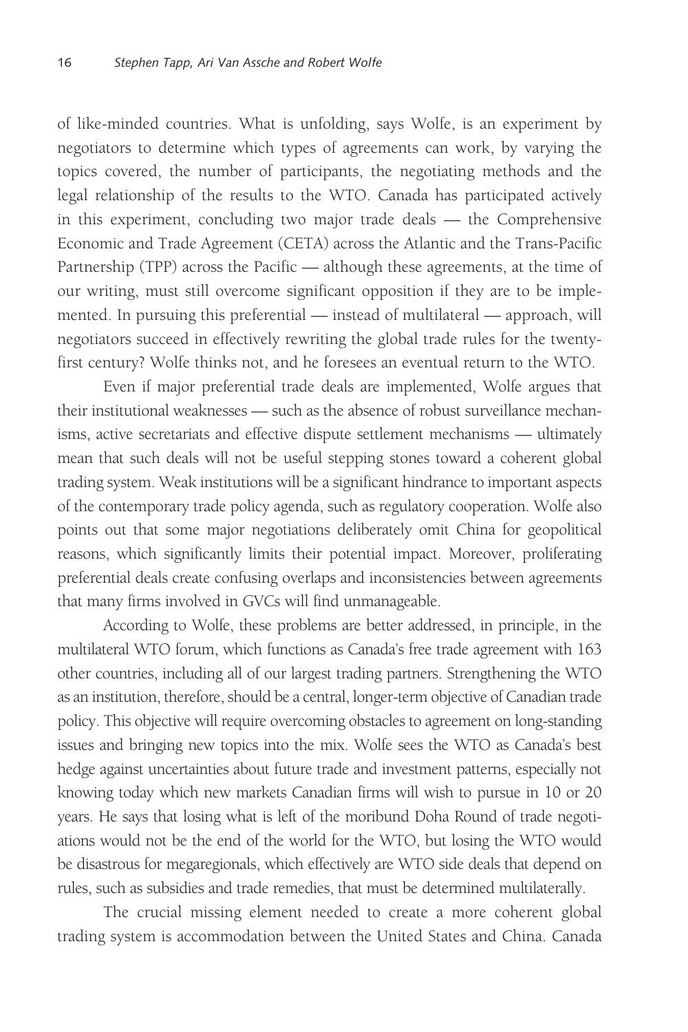of like-minded countries. What is unfolding, says Wolfe, is an experiment by negotiators to determine which types of agreements can work, by varying the topics covered, the number of participants, the negotiating methods and the legal relationship of the results to the WTO. Canada has participated actively in this experiment, concluding two major trade deals — the Comprehensive Economic and Trade Agreement (CETA) across the Atlantic and the Trans-Pacific Partnership (TPP) across the Pacific — although these agreements, at the time of our writing, must still overcome significant opposition if they are to be implemented. In pursuing this preferential — instead of multilateral — approach, will negotiators succeed in effectively rewriting the global trade rules for the twenty-first century? Wolfe thinks not, and he foresees an eventual return to the WTO.

Even if major preferential trade deals are implemented, Wolfe argues that their institutional weaknesses — such as the absence of robust surveillance mechanisms, active secretariats and effective dispute settlement mechanisms — ultimately mean that such deals will not be useful stepping stones toward a coherent global trading system. Weak institutions will be a significant hindrance to important aspects of the contemporary trade policy agenda, such as regulatory cooperation. Wolfe also points out that some major negotiations deliberately omit China for geopolitical reasons, which significantly limits their potential impact. Moreover, proliferating preferential deals create confusing overlaps and inconsistencies between agreements that many firms involved in GVCs will find unmanageable.

According to Wolfe, these problems are better addressed, in principle, in the multilateral WTO forum, which functions as Canada's free trade agreement with 163 other countries, including all of our largest trading partners. Strengthening the WTO as an institution, therefore, should be a central, longer-term objective of Canadian trade policy. This objective will require overcoming obstacles to agreement on long-standing issues and bringing new topics into the mix. Wolfe sees the WTO as Canada's best hedge against uncertainties about future trade and investment patterns, especially not knowing today which new markets Canadian firms will wish to pursue in 10 or 20 years. He says that losing what is left of the moribund Doha Round of trade negotiations would not be the end of the world for the WTO, but losing the WTO would be disastrous for megaregionals, which effectively are WTO side deals that depend on rules, such as subsidies and trade remedies, that must be determined multilaterally.

The crucial missing element needed to create a more coherent global trading system is accommodation between the United States and China. Canada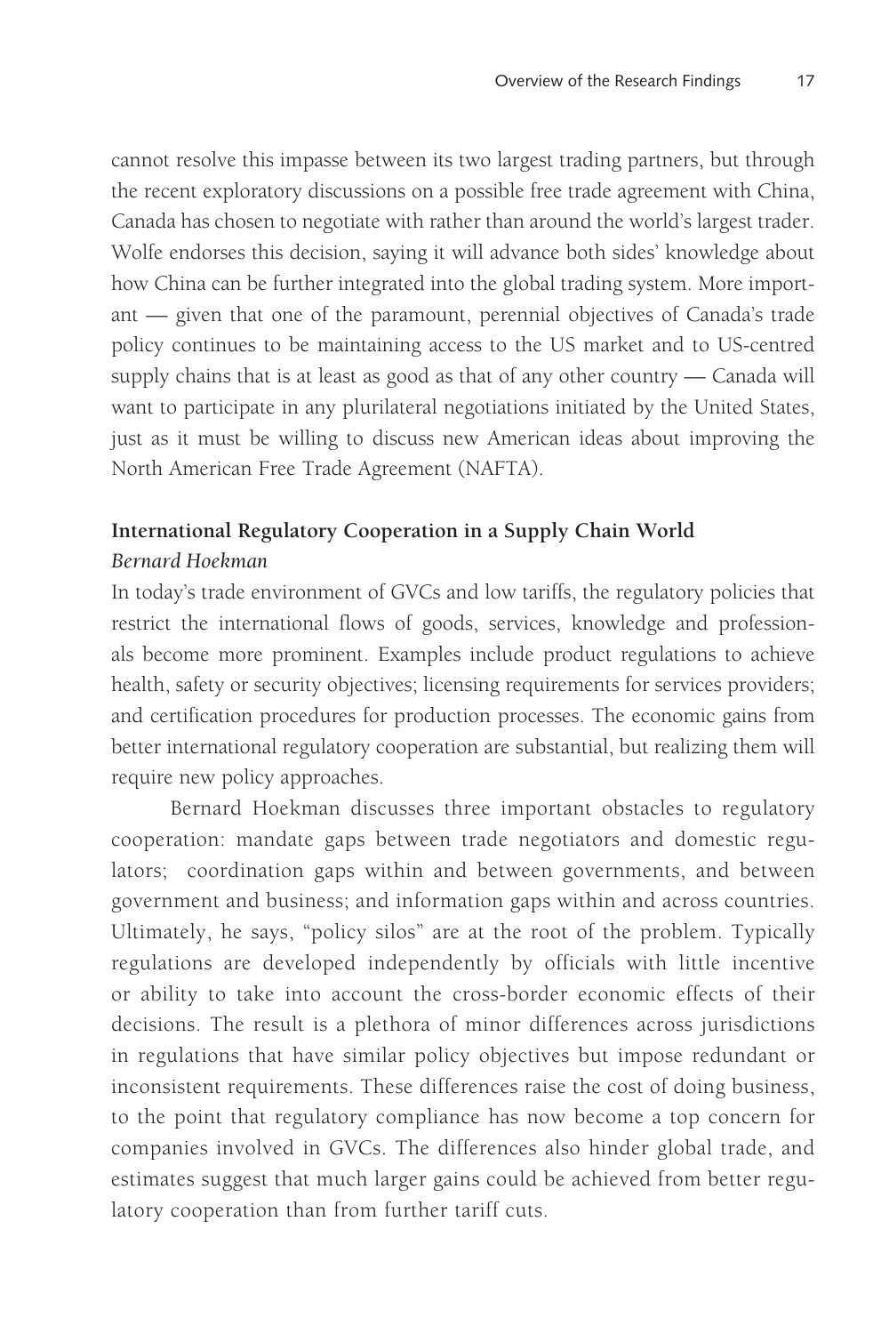cannot resolve this impasse between its two largest trading partners, but through the recent exploratory discussions on a possible free trade agreement with China, Canada has chosen to negotiate with rather than around the world's largest trader. Wolfe endorses this decision, saying it will advance both sides' knowledge about how China can be further integrated into the global trading system. More important — given that one of the paramount, perennial objectives of Canada's trade policy continues to be maintaining access to the US market and to US-centred supply chains that is at least as good as that of any other country — Canada will want to participate in any plurilateral negotiations initiated by the United States, just as it must be willing to discuss new American ideas about improving the North American Free Trade Agreement (NAFTA).

### International Regulatory Cooperation in a Supply Chain World

*Bernard Hoekman*

In today's trade environment of GVCs and low tariffs, the regulatory policies that restrict the international flows of goods, services, knowledge and professionals become more prominent. Examples include product regulations to achieve health, safety or security objectives; licensing requirements for services providers; and certification procedures for production processes. The economic gains from better international regulatory cooperation are substantial, but realizing them will require new policy approaches.

Bernard Hoekman discusses three important obstacles to regulatory cooperation: mandate gaps between trade negotiators and domestic regulators; coordination gaps within and between governments, and between government and business; and information gaps within and across countries. Ultimately, he says, "policy silos" are at the root of the problem. Typically regulations are developed independently by officials with little incentive or ability to take into account the cross-border economic effects of their decisions. The result is a plethora of minor differences across jurisdictions in regulations that have similar policy objectives but impose redundant or inconsistent requirements. These differences raise the cost of doing business, to the point that regulatory compliance has now become a top concern for companies involved in GVCs. The differences also hinder global trade, and estimates suggest that much larger gains could be achieved from better regulatory cooperation than from further tariff cuts.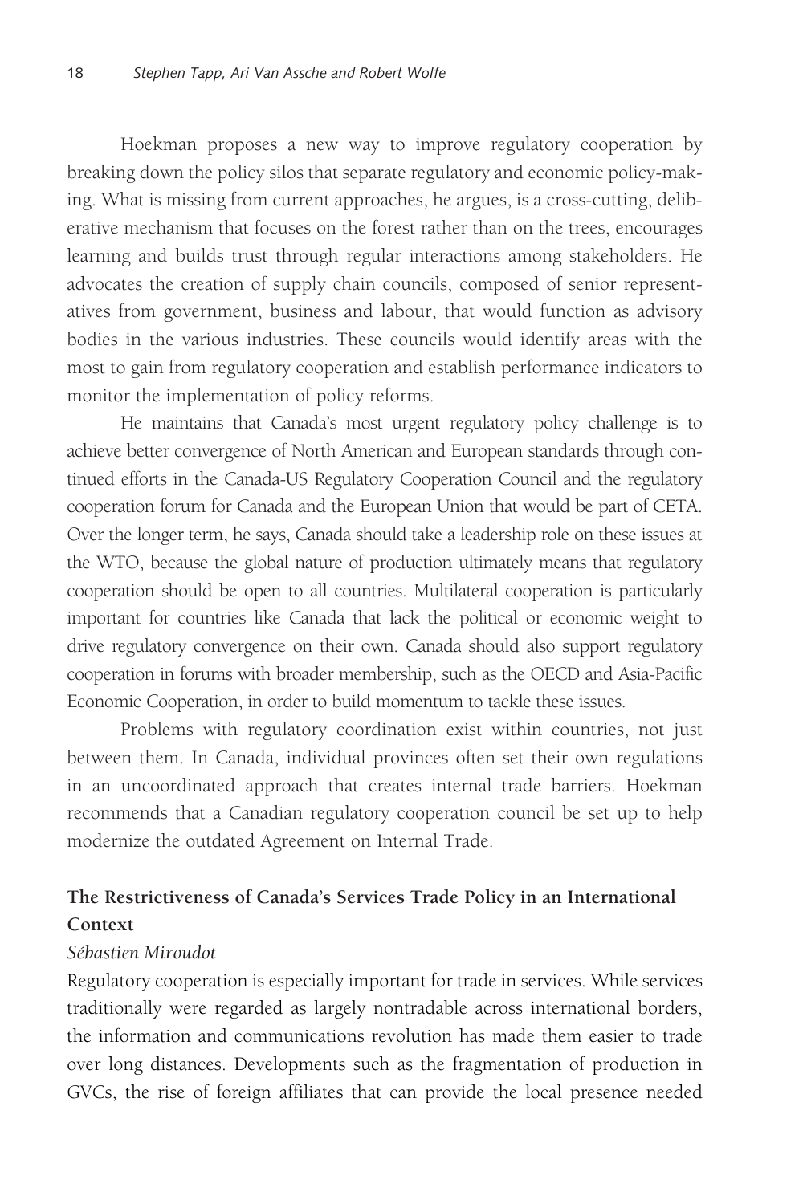Hoekman proposes a new way to improve regulatory cooperation by breaking down the policy silos that separate regulatory and economic policy-making. What is missing from current approaches, he argues, is a cross-cutting, deliberative mechanism that focuses on the forest rather than on the trees, encourages learning and builds trust through regular interactions among stakeholders. He advocates the creation of supply chain councils, composed of senior representatives from government, business and labour, that would function as advisory bodies in the various industries. These councils would identify areas with the most to gain from regulatory cooperation and establish performance indicators to monitor the implementation of policy reforms.

He maintains that Canada's most urgent regulatory policy challenge is to achieve better convergence of North American and European standards through continued efforts in the Canada-US Regulatory Cooperation Council and the regulatory cooperation forum for Canada and the European Union that would be part of CETA. Over the longer term, he says, Canada should take a leadership role on these issues at the WTO, because the global nature of production ultimately means that regulatory cooperation should be open to all countries. Multilateral cooperation is particularly important for countries like Canada that lack the political or economic weight to drive regulatory convergence on their own. Canada should also support regulatory cooperation in forums with broader membership, such as the OECD and Asia-Pacific Economic Cooperation, in order to build momentum to tackle these issues.

Problems with regulatory coordination exist within countries, not just between them. In Canada, individual provinces often set their own regulations in an uncoordinated approach that creates internal trade barriers. Hoekman recommends that a Canadian regulatory cooperation council be set up to help modernize the outdated Agreement on Internal Trade.

### The Restrictiveness of Canada's Services Trade Policy in an International Context

*Sébastien Miroudot*

Regulatory cooperation is especially important for trade in services. While services traditionally were regarded as largely nontradable across international borders, the information and communications revolution has made them easier to trade over long distances. Developments such as the fragmentation of production in GVCs, the rise of foreign affiliates that can provide the local presence needed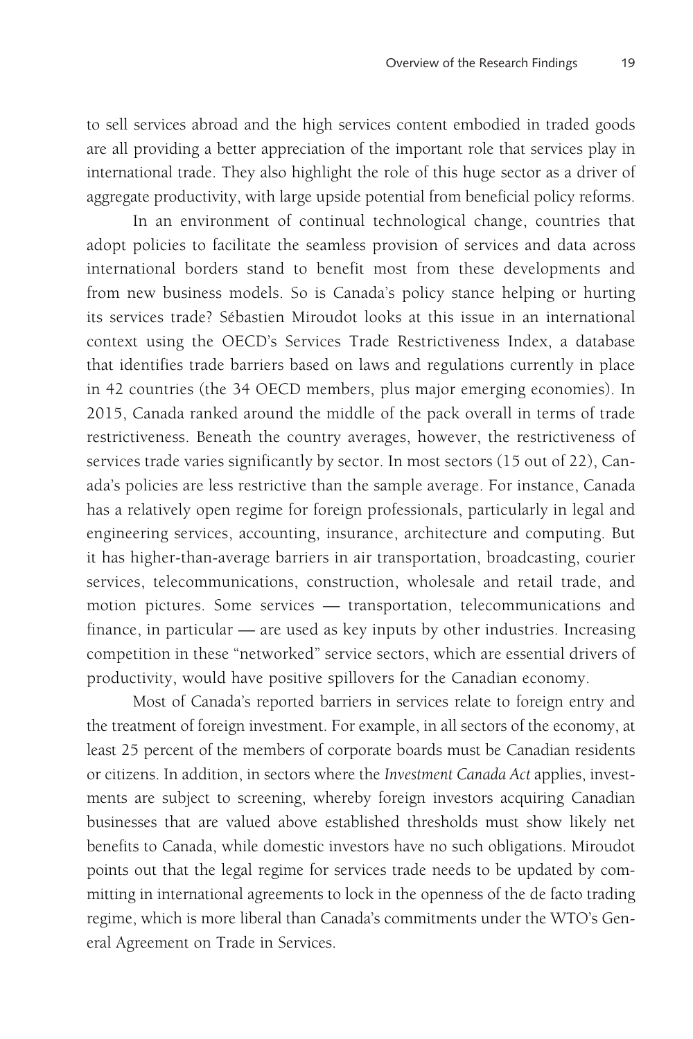to sell services abroad and the high services content embodied in traded goods are all providing a better appreciation of the important role that services play in international trade. They also highlight the role of this huge sector as a driver of aggregate productivity, with large upside potential from beneficial policy reforms.

In an environment of continual technological change, countries that adopt policies to facilitate the seamless provision of services and data across international borders stand to benefit most from these developments and from new business models. So is Canada's policy stance helping or hurting its services trade? Sébastien Miroudot looks at this issue in an international context using the OECD's Services Trade Restrictiveness Index, a database that identifies trade barriers based on laws and regulations currently in place in 42 countries (the 34 OECD members, plus major emerging economies). In 2015, Canada ranked around the middle of the pack overall in terms of trade restrictiveness. Beneath the country averages, however, the restrictiveness of services trade varies significantly by sector. In most sectors (15 out of 22), Canada's policies are less restrictive than the sample average. For instance, Canada has a relatively open regime for foreign professionals, particularly in legal and engineering services, accounting, insurance, architecture and computing. But it has higher-than-average barriers in air transportation, broadcasting, courier services, telecommunications, construction, wholesale and retail trade, and motion pictures. Some services — transportation, telecommunications and finance, in particular — are used as key inputs by other industries. Increasing competition in these "networked" service sectors, which are essential drivers of productivity, would have positive spillovers for the Canadian economy.

Most of Canada's reported barriers in services relate to foreign entry and the treatment of foreign investment. For example, in all sectors of the economy, at least 25 percent of the members of corporate boards must be Canadian residents or citizens. In addition, in sectors where the *Investment Canada Act* applies, investments are subject to screening, whereby foreign investors acquiring Canadian businesses that are valued above established thresholds must show likely net benefits to Canada, while domestic investors have no such obligations. Miroudot points out that the legal regime for services trade needs to be updated by committing in international agreements to lock in the openness of the de facto trading regime, which is more liberal than Canada's commitments under the WTO's General Agreement on Trade in Services.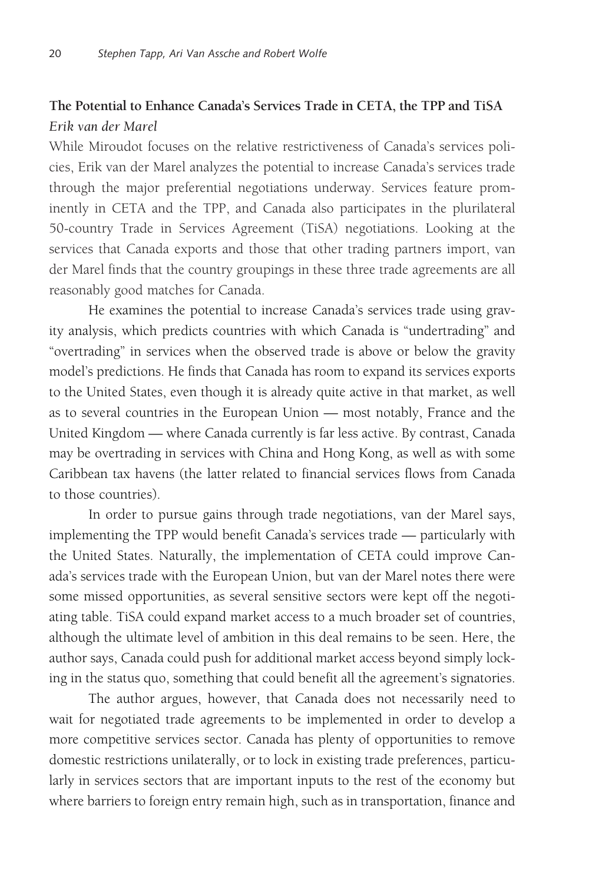### The Potential to Enhance Canada's Services Trade in CETA, the TPP and TiSA

*Erik van der Marel*

While Miroudot focuses on the relative restrictiveness of Canada's services policies, Erik van der Marel analyzes the potential to increase Canada's services trade through the major preferential negotiations underway. Services feature prominently in CETA and the TPP, and Canada also participates in the plurilateral 50-country Trade in Services Agreement (TiSA) negotiations. Looking at the services that Canada exports and those that other trading partners import, van der Marel finds that the country groupings in these three trade agreements are all reasonably good matches for Canada.

He examines the potential to increase Canada's services trade using gravity analysis, which predicts countries with which Canada is "undertrading" and "overtrading" in services when the observed trade is above or below the gravity model's predictions. He finds that Canada has room to expand its services exports to the United States, even though it is already quite active in that market, as well as to several countries in the European Union — most notably, France and the United Kingdom — where Canada currently is far less active. By contrast, Canada may be overtrading in services with China and Hong Kong, as well as with some Caribbean tax havens (the latter related to financial services flows from Canada to those countries).

In order to pursue gains through trade negotiations, van der Marel says, implementing the TPP would benefit Canada's services trade — particularly with the United States. Naturally, the implementation of CETA could improve Canada's services trade with the European Union, but van der Marel notes there were some missed opportunities, as several sensitive sectors were kept off the negotiating table. TiSA could expand market access to a much broader set of countries, although the ultimate level of ambition in this deal remains to be seen. Here, the author says, Canada could push for additional market access beyond simply locking in the status quo, something that could benefit all the agreement's signatories.

The author argues, however, that Canada does not necessarily need to wait for negotiated trade agreements to be implemented in order to develop a more competitive services sector. Canada has plenty of opportunities to remove domestic restrictions unilaterally, or to lock in existing trade preferences, particularly in services sectors that are important inputs to the rest of the economy but where barriers to foreign entry remain high, such as in transportation, finance and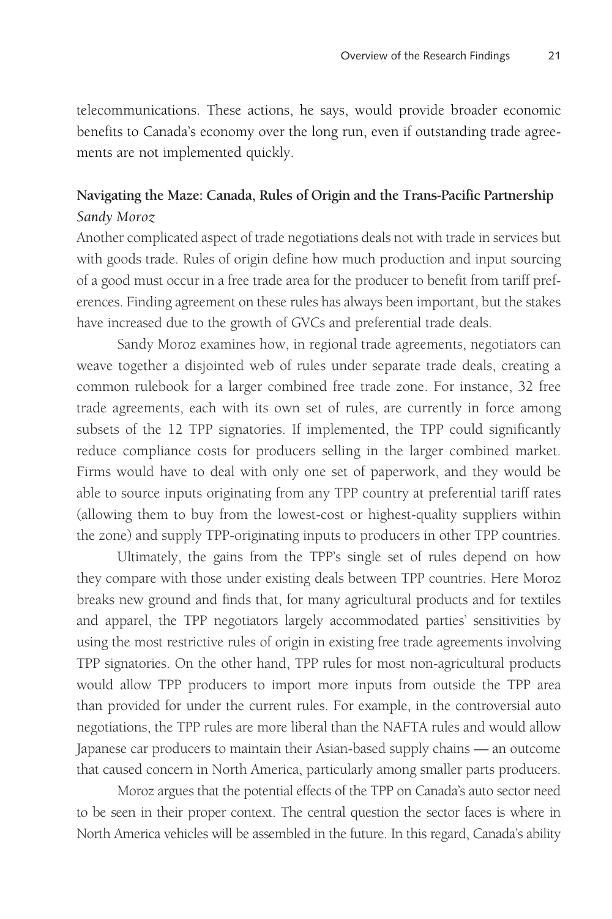telecommunications. These actions, he says, would provide broader economic benefits to Canada's economy over the long run, even if outstanding trade agreements are not implemented quickly.

### Navigating the Maze: Canada, Rules of Origin and the Trans-Pacific Partnership

*Sandy Moroz*

Another complicated aspect of trade negotiations deals not with trade in services but with goods trade. Rules of origin define how much production and input sourcing of a good must occur in a free trade area for the producer to benefit from tariff preferences. Finding agreement on these rules has always been important, but the stakes have increased due to the growth of GVCs and preferential trade deals.

Sandy Moroz examines how, in regional trade agreements, negotiators can weave together a disjointed web of rules under separate trade deals, creating a common rulebook for a larger combined free trade zone. For instance, 32 free trade agreements, each with its own set of rules, are currently in force among subsets of the 12 TPP signatories. If implemented, the TPP could significantly reduce compliance costs for producers selling in the larger combined market. Firms would have to deal with only one set of paperwork, and they would be able to source inputs originating from any TPP country at preferential tariff rates (allowing them to buy from the lowest-cost or highest-quality suppliers within the zone) and supply TPP-originating inputs to producers in other TPP countries.

Ultimately, the gains from the TPP's single set of rules depend on how they compare with those under existing deals between TPP countries. Here Moroz breaks new ground and finds that, for many agricultural products and for textiles and apparel, the TPP negotiators largely accommodated parties' sensitivities by using the most restrictive rules of origin in existing free trade agreements involving TPP signatories. On the other hand, TPP rules for most non-agricultural products would allow TPP producers to import more inputs from outside the TPP area than provided for under the current rules. For example, in the controversial auto negotiations, the TPP rules are more liberal than the NAFTA rules and would allow Japanese car producers to maintain their Asian-based supply chains — an outcome that caused concern in North America, particularly among smaller parts producers.

Moroz argues that the potential effects of the TPP on Canada's auto sector need to be seen in their proper context. The central question the sector faces is where in North America vehicles will be assembled in the future. In this regard, Canada's ability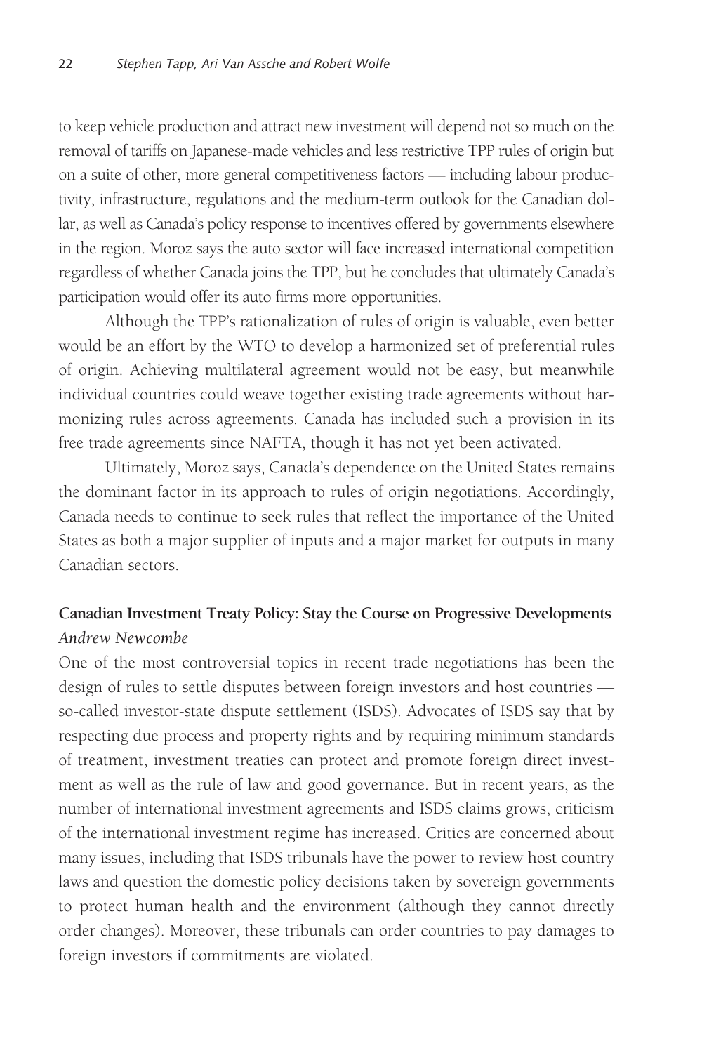to keep vehicle production and attract new investment will depend not so much on the removal of tariffs on Japanese-made vehicles and less restrictive TPP rules of origin but on a suite of other, more general competitiveness factors — including labour productivity, infrastructure, regulations and the medium-term outlook for the Canadian dollar, as well as Canada's policy response to incentives offered by governments elsewhere in the region. Moroz says the auto sector will face increased international competition regardless of whether Canada joins the TPP, but he concludes that ultimately Canada's participation would offer its auto firms more opportunities.

Although the TPP's rationalization of rules of origin is valuable, even better would be an effort by the WTO to develop a harmonized set of preferential rules of origin. Achieving multilateral agreement would not be easy, but meanwhile individual countries could weave together existing trade agreements without harmonizing rules across agreements. Canada has included such a provision in its free trade agreements since NAFTA, though it has not yet been activated.

Ultimately, Moroz says, Canada's dependence on the United States remains the dominant factor in its approach to rules of origin negotiations. Accordingly, Canada needs to continue to seek rules that reflect the importance of the United States as both a major supplier of inputs and a major market for outputs in many Canadian sectors.

### Canadian Investment Treaty Policy: Stay the Course on Progressive Developments

*Andrew Newcombe*

One of the most controversial topics in recent trade negotiations has been the design of rules to settle disputes between foreign investors and host countries — so-called investor-state dispute settlement (ISDS). Advocates of ISDS say that by respecting due process and property rights and by requiring minimum standards of treatment, investment treaties can protect and promote foreign direct investment as well as the rule of law and good governance. But in recent years, as the number of international investment agreements and ISDS claims grows, criticism of the international investment regime has increased. Critics are concerned about many issues, including that ISDS tribunals have the power to review host country laws and question the domestic policy decisions taken by sovereign governments to protect human health and the environment (although they cannot directly order changes). Moreover, these tribunals can order countries to pay damages to foreign investors if commitments are violated.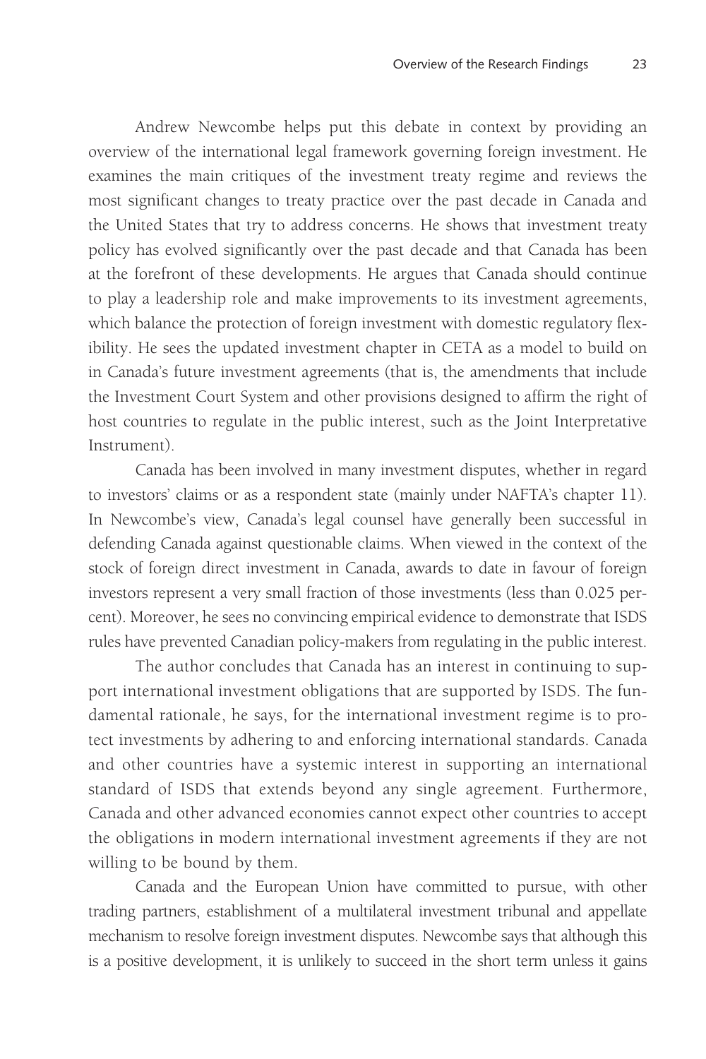Andrew Newcombe helps put this debate in context by providing an overview of the international legal framework governing foreign investment. He examines the main critiques of the investment treaty regime and reviews the most significant changes to treaty practice over the past decade in Canada and the United States that try to address concerns. He shows that investment treaty policy has evolved significantly over the past decade and that Canada has been at the forefront of these developments. He argues that Canada should continue to play a leadership role and make improvements to its investment agreements, which balance the protection of foreign investment with domestic regulatory flexibility. He sees the updated investment chapter in CETA as a model to build on in Canada's future investment agreements (that is, the amendments that include the Investment Court System and other provisions designed to affirm the right of host countries to regulate in the public interest, such as the Joint Interpretative Instrument).

Canada has been involved in many investment disputes, whether in regard to investors' claims or as a respondent state (mainly under NAFTA's chapter 11). In Newcombe's view, Canada's legal counsel have generally been successful in defending Canada against questionable claims. When viewed in the context of the stock of foreign direct investment in Canada, awards to date in favour of foreign investors represent a very small fraction of those investments (less than 0.025 percent). Moreover, he sees no convincing empirical evidence to demonstrate that ISDS rules have prevented Canadian policy-makers from regulating in the public interest.

The author concludes that Canada has an interest in continuing to support international investment obligations that are supported by ISDS. The fundamental rationale, he says, for the international investment regime is to protect investments by adhering to and enforcing international standards. Canada and other countries have a systemic interest in supporting an international standard of ISDS that extends beyond any single agreement. Furthermore, Canada and other advanced economies cannot expect other countries to accept the obligations in modern international investment agreements if they are not willing to be bound by them.

Canada and the European Union have committed to pursue, with other trading partners, establishment of a multilateral investment tribunal and appellate mechanism to resolve foreign investment disputes. Newcombe says that although this is a positive development, it is unlikely to succeed in the short term unless it gains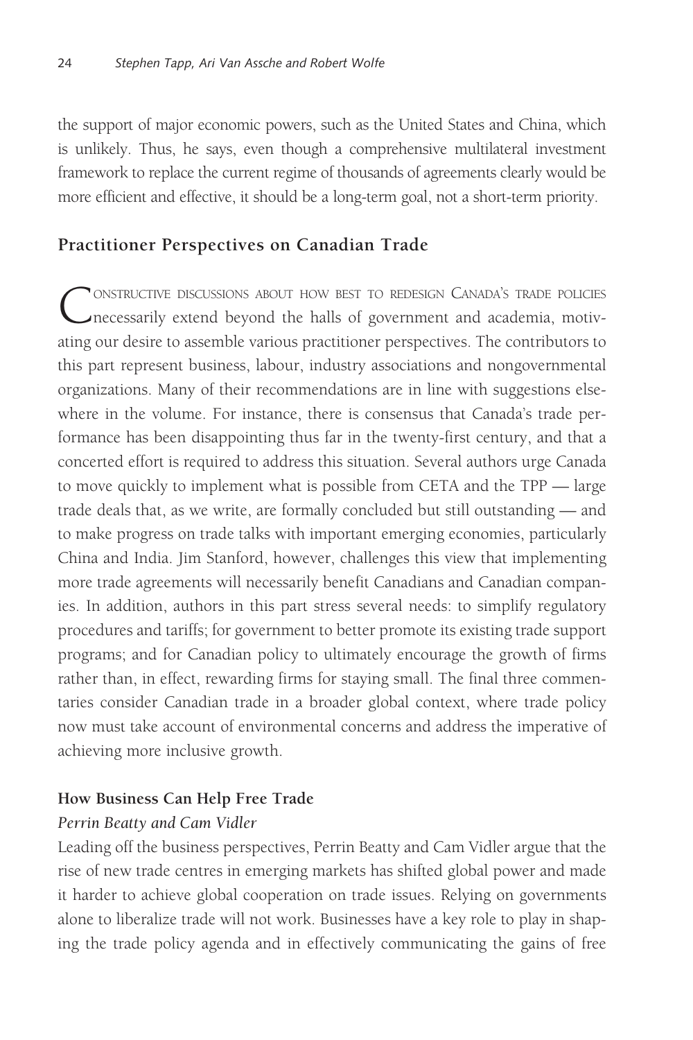the support of major economic powers, such as the United States and China, which is unlikely. Thus, he says, even though a comprehensive multilateral investment framework to replace the current regime of thousands of agreements clearly would be more efficient and effective, it should be a long-term goal, not a short-term priority.

## Practitioner Perspectives on Canadian Trade

Constructive discussions about how best to redesign Canada's trade policies necessarily extend beyond the halls of government and academia, motivating our desire to assemble various practitioner perspectives. The contributors to this part represent business, labour, industry associations and nongovernmental organizations. Many of their recommendations are in line with suggestions elsewhere in the volume. For instance, there is consensus that Canada's trade performance has been disappointing thus far in the twenty-first century, and that a concerted effort is required to address this situation. Several authors urge Canada to move quickly to implement what is possible from CETA and the TPP — large trade deals that, as we write, are formally concluded but still outstanding — and to make progress on trade talks with important emerging economies, particularly China and India. Jim Stanford, however, challenges this view that implementing more trade agreements will necessarily benefit Canadians and Canadian companies. In addition, authors in this part stress several needs: to simplify regulatory procedures and tariffs; for government to better promote its existing trade support programs; and for Canadian policy to ultimately encourage the growth of firms rather than, in effect, rewarding firms for staying small. The final three commentaries consider Canadian trade in a broader global context, where trade policy now must take account of environmental concerns and address the imperative of achieving more inclusive growth.

### How Business Can Help Free Trade

*Perrin Beatty and Cam Vidler*

Leading off the business perspectives, Perrin Beatty and Cam Vidler argue that the rise of new trade centres in emerging markets has shifted global power and made it harder to achieve global cooperation on trade issues. Relying on governments alone to liberalize trade will not work. Businesses have a key role to play in shaping the trade policy agenda and in effectively communicating the gains of free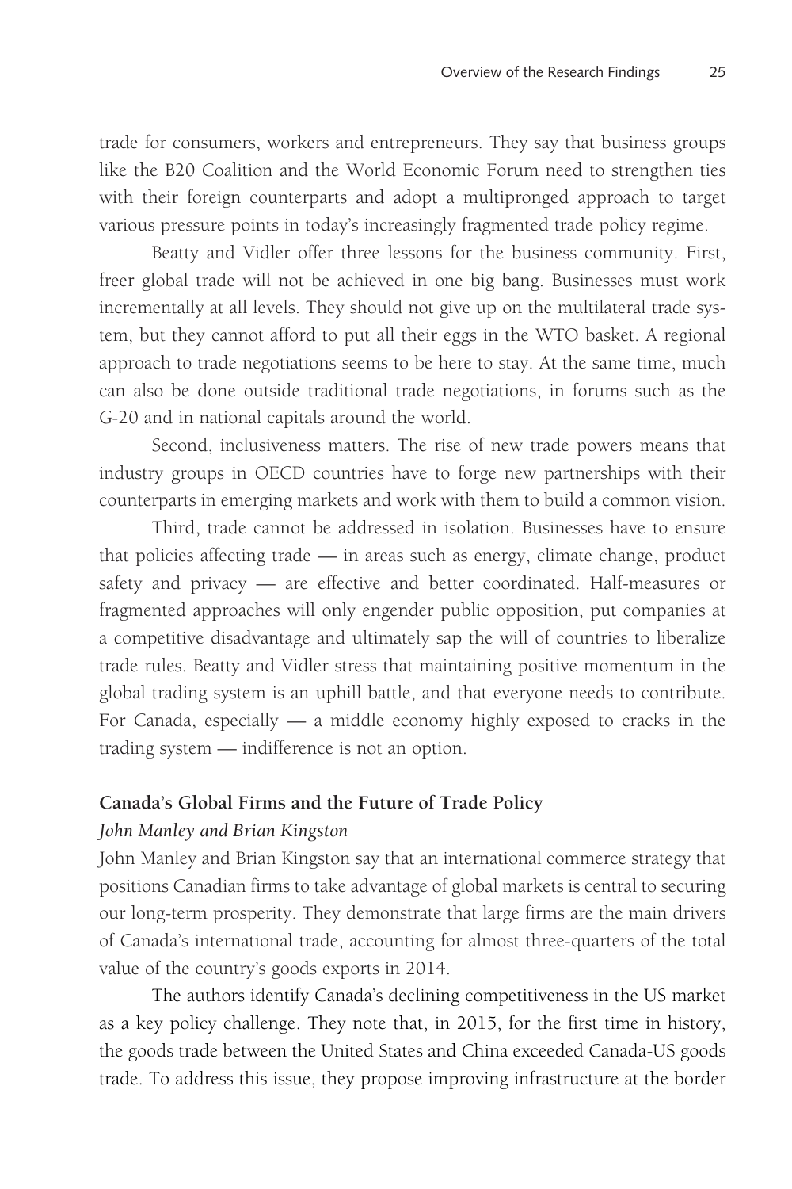trade for consumers, workers and entrepreneurs. They say that business groups like the B20 Coalition and the World Economic Forum need to strengthen ties with their foreign counterparts and adopt a multipronged approach to target various pressure points in today's increasingly fragmented trade policy regime.

Beatty and Vidler offer three lessons for the business community. First, freer global trade will not be achieved in one big bang. Businesses must work incrementally at all levels. They should not give up on the multilateral trade system, but they cannot afford to put all their eggs in the WTO basket. A regional approach to trade negotiations seems to be here to stay. At the same time, much can also be done outside traditional trade negotiations, in forums such as the G-20 and in national capitals around the world.

Second, inclusiveness matters. The rise of new trade powers means that industry groups in OECD countries have to forge new partnerships with their counterparts in emerging markets and work with them to build a common vision.

Third, trade cannot be addressed in isolation. Businesses have to ensure that policies affecting trade — in areas such as energy, climate change, product safety and privacy — are effective and better coordinated. Half-measures or fragmented approaches will only engender public opposition, put companies at a competitive disadvantage and ultimately sap the will of countries to liberalize trade rules. Beatty and Vidler stress that maintaining positive momentum in the global trading system is an uphill battle, and that everyone needs to contribute. For Canada, especially — a middle economy highly exposed to cracks in the trading system — indifference is not an option.

**Canada's Global Firms and the Future of Trade Policy**

*John Manley and Brian Kingston*

John Manley and Brian Kingston say that an international commerce strategy that positions Canadian firms to take advantage of global markets is central to securing our long-term prosperity. They demonstrate that large firms are the main drivers of Canada's international trade, accounting for almost three-quarters of the total value of the country's goods exports in 2014.

The authors identify Canada's declining competitiveness in the US market as a key policy challenge. They note that, in 2015, for the first time in history, the goods trade between the United States and China exceeded Canada-US goods trade. To address this issue, they propose improving infrastructure at the border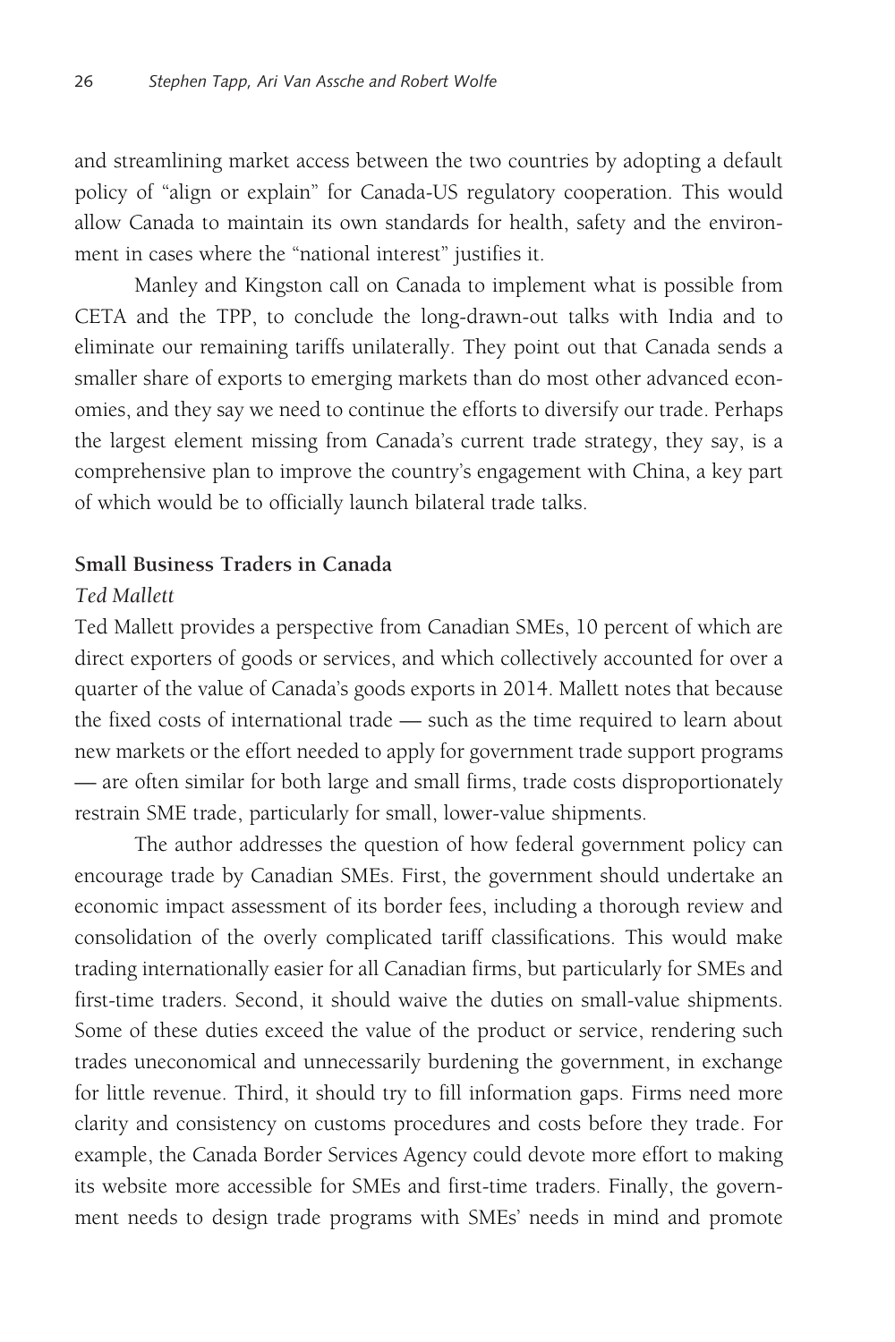and streamlining market access between the two countries by adopting a default policy of "align or explain" for Canada-US regulatory cooperation. This would allow Canada to maintain its own standards for health, safety and the environment in cases where the "national interest" justifies it.

Manley and Kingston call on Canada to implement what is possible from CETA and the TPP, to conclude the long-drawn-out talks with India and to eliminate our remaining tariffs unilaterally. They point out that Canada sends a smaller share of exports to emerging markets than do most other advanced economies, and they say we need to continue the efforts to diversify our trade. Perhaps the largest element missing from Canada's current trade strategy, they say, is a comprehensive plan to improve the country's engagement with China, a key part of which would be to officially launch bilateral trade talks.

**Small Business Traders in Canada**

*Ted Mallett*

Ted Mallett provides a perspective from Canadian SMEs, 10 percent of which are direct exporters of goods or services, and which collectively accounted for over a quarter of the value of Canada's goods exports in 2014. Mallett notes that because the fixed costs of international trade — such as the time required to learn about new markets or the effort needed to apply for government trade support programs — are often similar for both large and small firms, trade costs disproportionately restrain SME trade, particularly for small, lower-value shipments.

The author addresses the question of how federal government policy can encourage trade by Canadian SMEs. First, the government should undertake an economic impact assessment of its border fees, including a thorough review and consolidation of the overly complicated tariff classifications. This would make trading internationally easier for all Canadian firms, but particularly for SMEs and first-time traders. Second, it should waive the duties on small-value shipments. Some of these duties exceed the value of the product or service, rendering such trades uneconomical and unnecessarily burdening the government, in exchange for little revenue. Third, it should try to fill information gaps. Firms need more clarity and consistency on customs procedures and costs before they trade. For example, the Canada Border Services Agency could devote more effort to making its website more accessible for SMEs and first-time traders. Finally, the government needs to design trade programs with SMEs' needs in mind and promote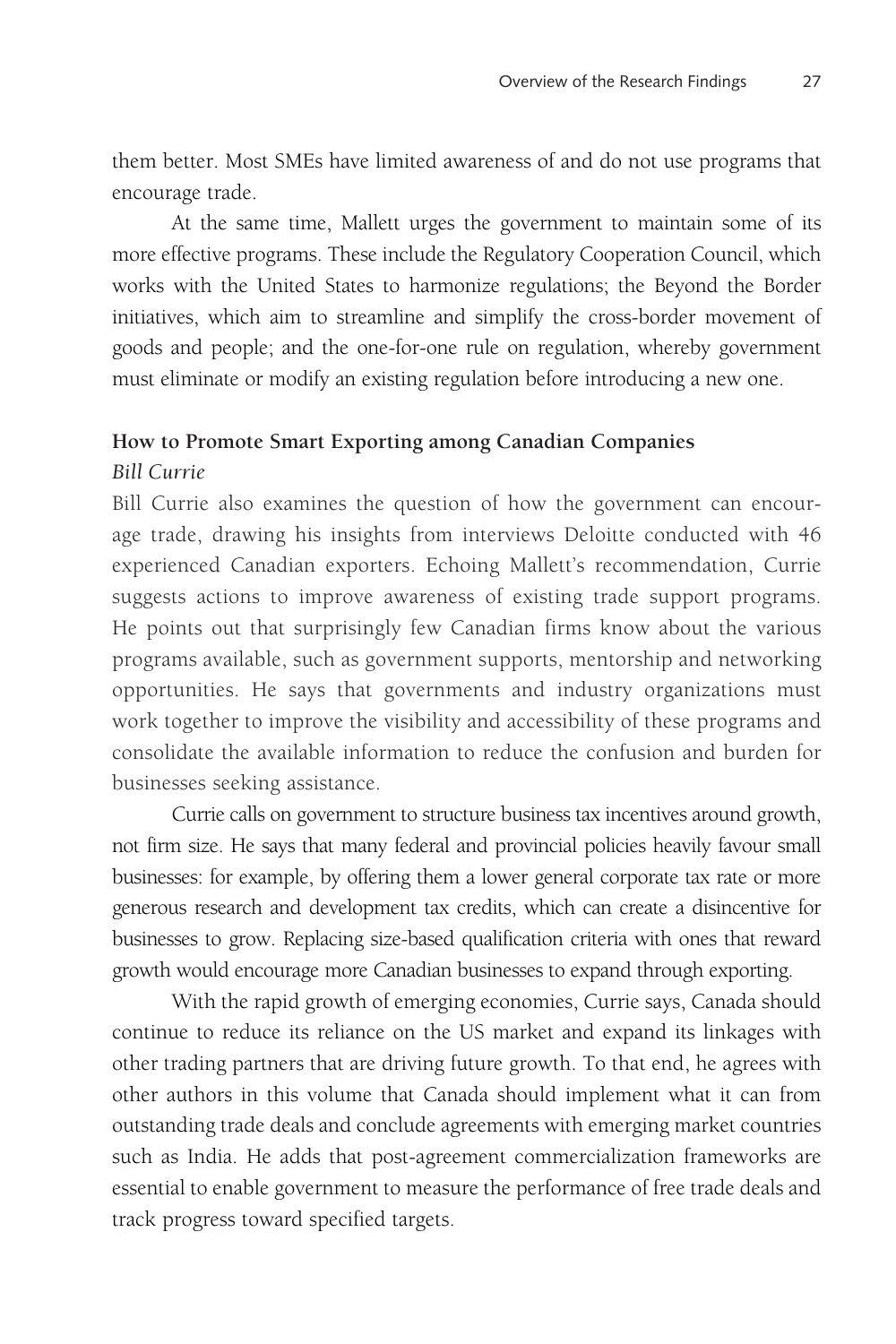them better. Most SMEs have limited awareness of and do not use programs that encourage trade.

At the same time, Mallett urges the government to maintain some of its more effective programs. These include the Regulatory Cooperation Council, which works with the United States to harmonize regulations; the Beyond the Border initiatives, which aim to streamline and simplify the cross-border movement of goods and people; and the one-for-one rule on regulation, whereby government must eliminate or modify an existing regulation before introducing a new one.

### How to Promote Smart Exporting among Canadian Companies

*Bill Currie*

Bill Currie also examines the question of how the government can encourage trade, drawing his insights from interviews Deloitte conducted with 46 experienced Canadian exporters. Echoing Mallett's recommendation, Currie suggests actions to improve awareness of existing trade support programs. He points out that surprisingly few Canadian firms know about the various programs available, such as government supports, mentorship and networking opportunities. He says that governments and industry organizations must work together to improve the visibility and accessibility of these programs and consolidate the available information to reduce the confusion and burden for businesses seeking assistance.

Currie calls on government to structure business tax incentives around growth, not firm size. He says that many federal and provincial policies heavily favour small businesses: for example, by offering them a lower general corporate tax rate or more generous research and development tax credits, which can create a disincentive for businesses to grow. Replacing size-based qualification criteria with ones that reward growth would encourage more Canadian businesses to expand through exporting.

With the rapid growth of emerging economies, Currie says, Canada should continue to reduce its reliance on the US market and expand its linkages with other trading partners that are driving future growth. To that end, he agrees with other authors in this volume that Canada should implement what it can from outstanding trade deals and conclude agreements with emerging market countries such as India. He adds that post-agreement commercialization frameworks are essential to enable government to measure the performance of free trade deals and track progress toward specified targets.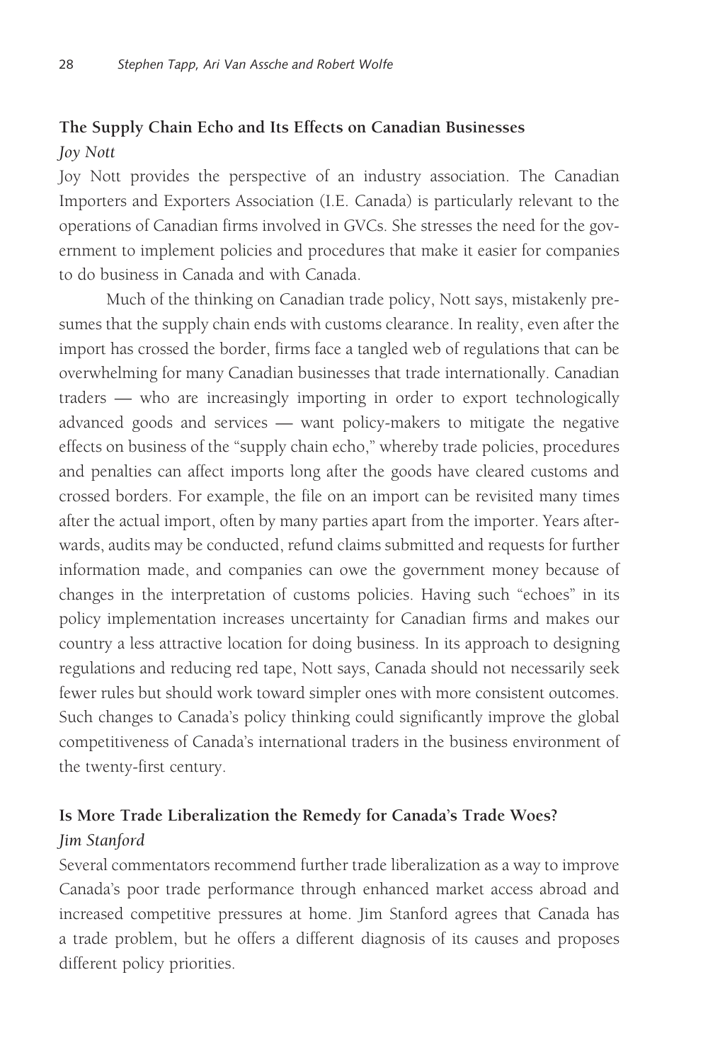### The Supply Chain Echo and Its Effects on Canadian Businesses

*Joy Nott*

Joy Nott provides the perspective of an industry association. The Canadian Importers and Exporters Association (I.E. Canada) is particularly relevant to the operations of Canadian firms involved in GVCs. She stresses the need for the government to implement policies and procedures that make it easier for companies to do business in Canada and with Canada.

Much of the thinking on Canadian trade policy, Nott says, mistakenly presumes that the supply chain ends with customs clearance. In reality, even after the import has crossed the border, firms face a tangled web of regulations that can be overwhelming for many Canadian businesses that trade internationally. Canadian traders — who are increasingly importing in order to export technologically advanced goods and services — want policy-makers to mitigate the negative effects on business of the "supply chain echo," whereby trade policies, procedures and penalties can affect imports long after the goods have cleared customs and crossed borders. For example, the file on an import can be revisited many times after the actual import, often by many parties apart from the importer. Years afterwards, audits may be conducted, refund claims submitted and requests for further information made, and companies can owe the government money because of changes in the interpretation of customs policies. Having such "echoes" in its policy implementation increases uncertainty for Canadian firms and makes our country a less attractive location for doing business. In its approach to designing regulations and reducing red tape, Nott says, Canada should not necessarily seek fewer rules but should work toward simpler ones with more consistent outcomes. Such changes to Canada's policy thinking could significantly improve the global competitiveness of Canada's international traders in the business environment of the twenty-first century.

### Is More Trade Liberalization the Remedy for Canada's Trade Woes?

*Jim Stanford*

Several commentators recommend further trade liberalization as a way to improve Canada's poor trade performance through enhanced market access abroad and increased competitive pressures at home. Jim Stanford agrees that Canada has a trade problem, but he offers a different diagnosis of its causes and proposes different policy priorities.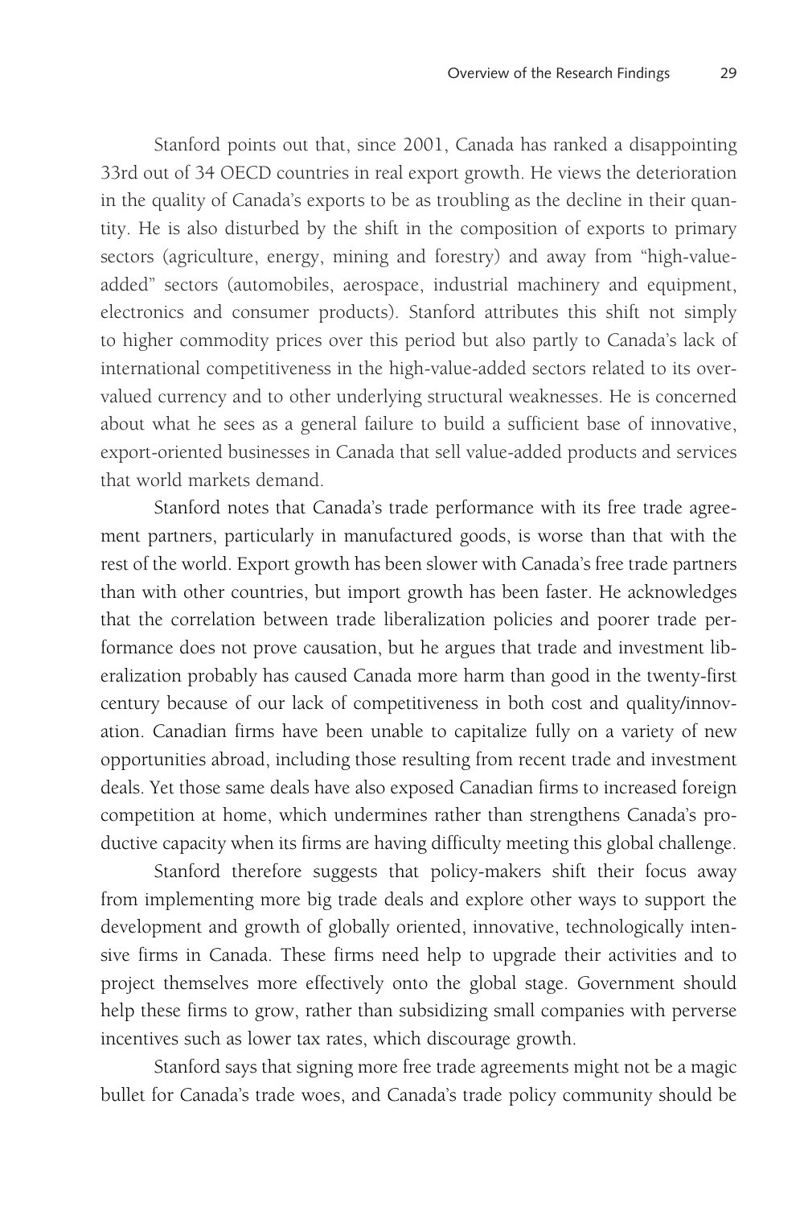Stanford points out that, since 2001, Canada has ranked a disappointing 33rd out of 34 OECD countries in real export growth. He views the deterioration in the quality of Canada's exports to be as troubling as the decline in their quantity. He is also disturbed by the shift in the composition of exports to primary sectors (agriculture, energy, mining and forestry) and away from "high-value-added" sectors (automobiles, aerospace, industrial machinery and equipment, electronics and consumer products). Stanford attributes this shift not simply to higher commodity prices over this period but also partly to Canada's lack of international competitiveness in the high-value-added sectors related to its overvalued currency and to other underlying structural weaknesses. He is concerned about what he sees as a general failure to build a sufficient base of innovative, export-oriented businesses in Canada that sell value-added products and services that world markets demand.

Stanford notes that Canada's trade performance with its free trade agreement partners, particularly in manufactured goods, is worse than that with the rest of the world. Export growth has been slower with Canada's free trade partners than with other countries, but import growth has been faster. He acknowledges that the correlation between trade liberalization policies and poorer trade performance does not prove causation, but he argues that trade and investment liberalization probably has caused Canada more harm than good in the twenty-first century because of our lack of competitiveness in both cost and quality/innovation. Canadian firms have been unable to capitalize fully on a variety of new opportunities abroad, including those resulting from recent trade and investment deals. Yet those same deals have also exposed Canadian firms to increased foreign competition at home, which undermines rather than strengthens Canada's productive capacity when its firms are having difficulty meeting this global challenge.

Stanford therefore suggests that policy-makers shift their focus away from implementing more big trade deals and explore other ways to support the development and growth of globally oriented, innovative, technologically intensive firms in Canada. These firms need help to upgrade their activities and to project themselves more effectively onto the global stage. Government should help these firms to grow, rather than subsidizing small companies with perverse incentives such as lower tax rates, which discourage growth.

Stanford says that signing more free trade agreements might not be a magic bullet for Canada's trade woes, and Canada's trade policy community should be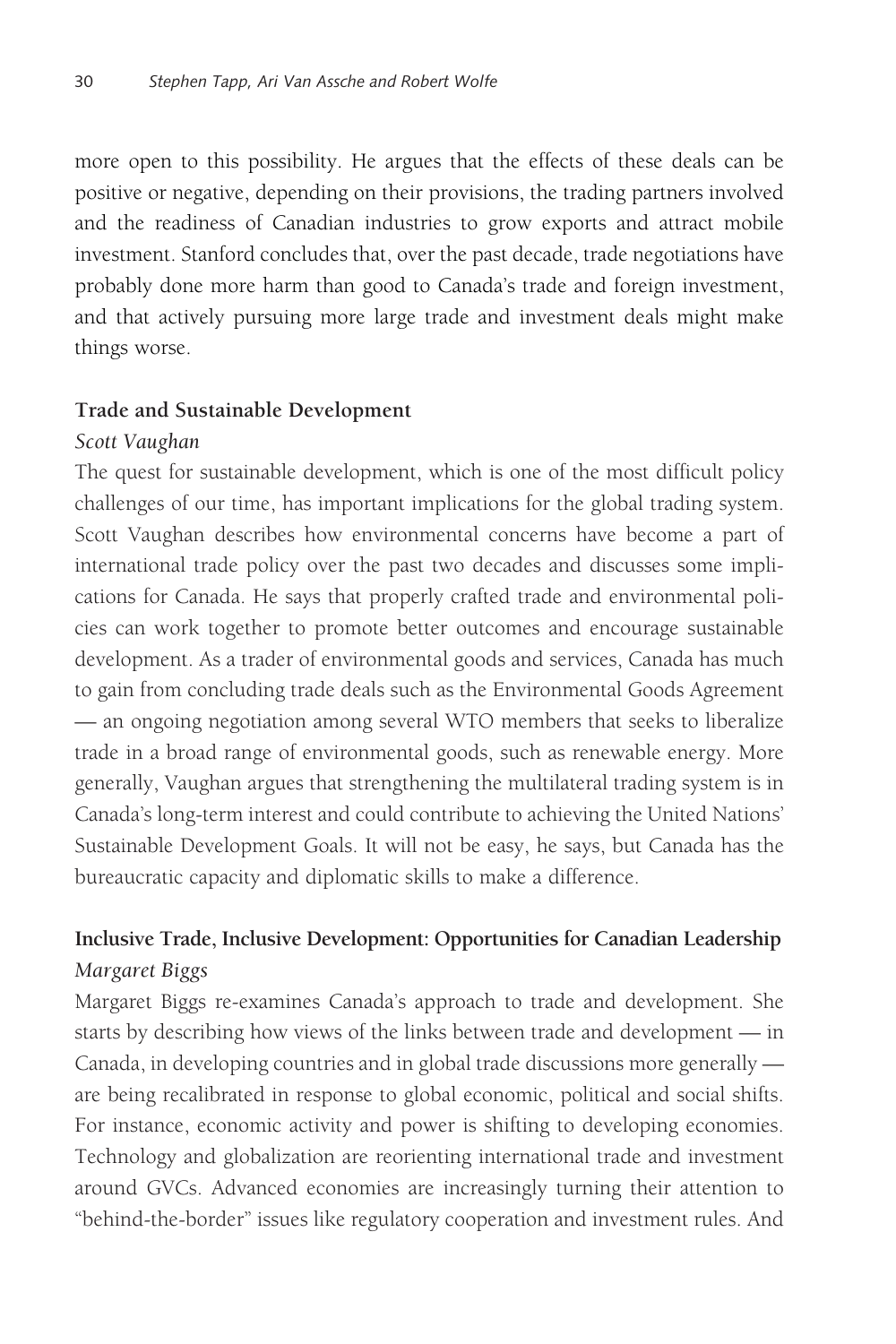more open to this possibility. He argues that the effects of these deals can be positive or negative, depending on their provisions, the trading partners involved and the readiness of Canadian industries to grow exports and attract mobile investment. Stanford concludes that, over the past decade, trade negotiations have probably done more harm than good to Canada's trade and foreign investment, and that actively pursuing more large trade and investment deals might make things worse.

**Trade and Sustainable Development**
*Scott Vaughan*

The quest for sustainable development, which is one of the most difficult policy challenges of our time, has important implications for the global trading system. Scott Vaughan describes how environmental concerns have become a part of international trade policy over the past two decades and discusses some implications for Canada. He says that properly crafted trade and environmental policies can work together to promote better outcomes and encourage sustainable development. As a trader of environmental goods and services, Canada has much to gain from concluding trade deals such as the Environmental Goods Agreement — an ongoing negotiation among several WTO members that seeks to liberalize trade in a broad range of environmental goods, such as renewable energy. More generally, Vaughan argues that strengthening the multilateral trading system is in Canada's long-term interest and could contribute to achieving the United Nations' Sustainable Development Goals. It will not be easy, he says, but Canada has the bureaucratic capacity and diplomatic skills to make a difference.

**Inclusive Trade, Inclusive Development: Opportunities for Canadian Leadership**
*Margaret Biggs*

Margaret Biggs re-examines Canada's approach to trade and development. She starts by describing how views of the links between trade and development — in Canada, in developing countries and in global trade discussions more generally — are being recalibrated in response to global economic, political and social shifts. For instance, economic activity and power is shifting to developing economies. Technology and globalization are reorienting international trade and investment around GVCs. Advanced economies are increasingly turning their attention to "behind-the-border" issues like regulatory cooperation and investment rules. And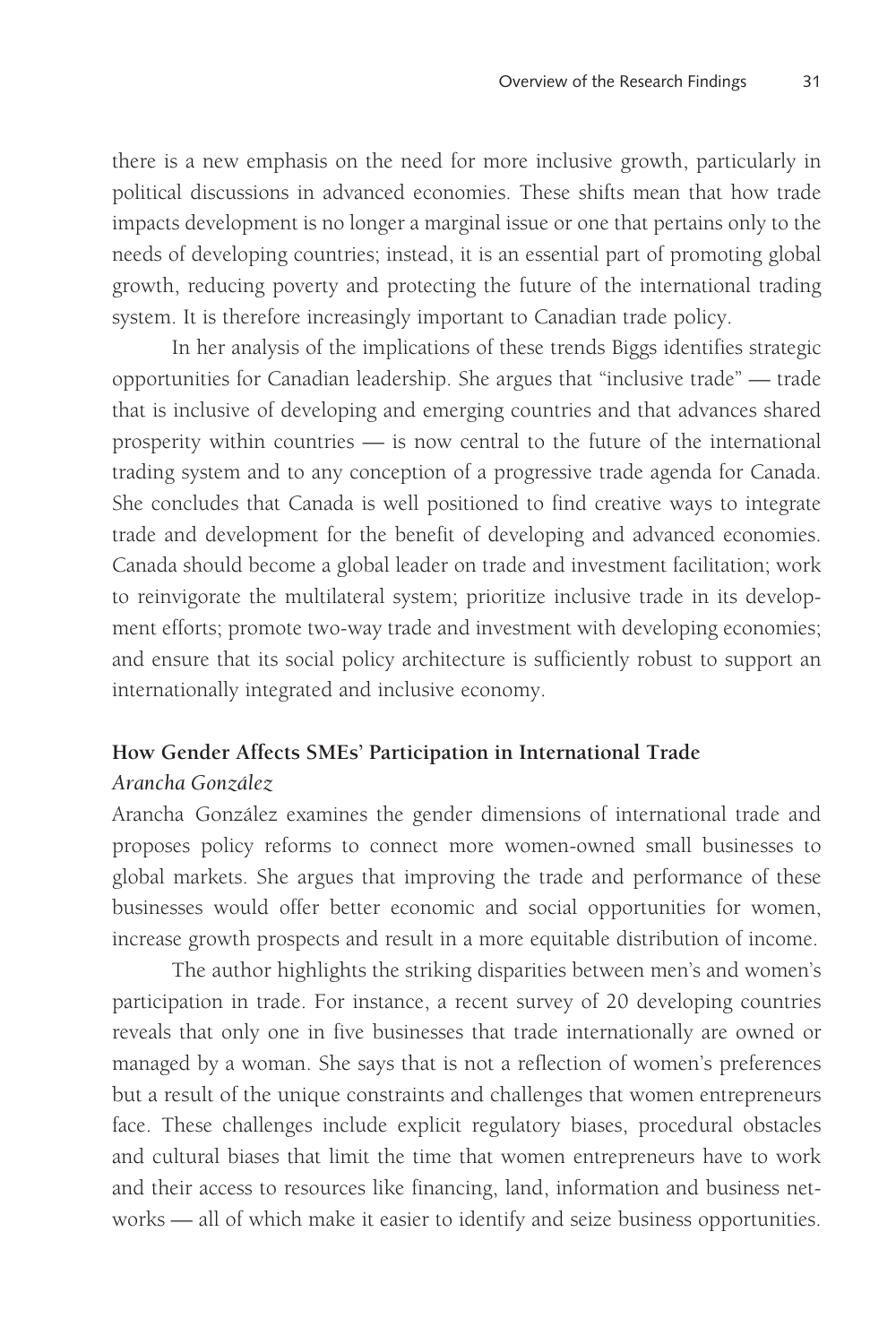there is a new emphasis on the need for more inclusive growth, particularly in political discussions in advanced economies. These shifts mean that how trade impacts development is no longer a marginal issue or one that pertains only to the needs of developing countries; instead, it is an essential part of promoting global growth, reducing poverty and protecting the future of the international trading system. It is therefore increasingly important to Canadian trade policy.

In her analysis of the implications of these trends Biggs identifies strategic opportunities for Canadian leadership. She argues that "inclusive trade" — trade that is inclusive of developing and emerging countries and that advances shared prosperity within countries — is now central to the future of the international trading system and to any conception of a progressive trade agenda for Canada. She concludes that Canada is well positioned to find creative ways to integrate trade and development for the benefit of developing and advanced economies. Canada should become a global leader on trade and investment facilitation; work to reinvigorate the multilateral system; prioritize inclusive trade in its development efforts; promote two-way trade and investment with developing economies; and ensure that its social policy architecture is sufficiently robust to support an internationally integrated and inclusive economy.

### How Gender Affects SMEs' Participation in International Trade

*Arancha González*

Arancha González examines the gender dimensions of international trade and proposes policy reforms to connect more women-owned small businesses to global markets. She argues that improving the trade and performance of these businesses would offer better economic and social opportunities for women, increase growth prospects and result in a more equitable distribution of income.

The author highlights the striking disparities between men's and women's participation in trade. For instance, a recent survey of 20 developing countries reveals that only one in five businesses that trade internationally are owned or managed by a woman. She says that is not a reflection of women's preferences but a result of the unique constraints and challenges that women entrepreneurs face. These challenges include explicit regulatory biases, procedural obstacles and cultural biases that limit the time that women entrepreneurs have to work and their access to resources like financing, land, information and business networks — all of which make it easier to identify and seize business opportunities.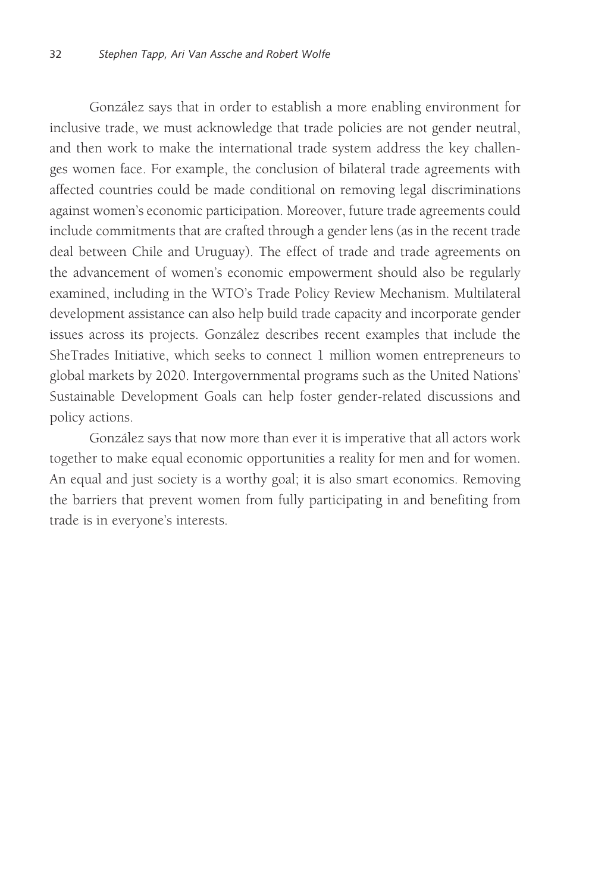González says that in order to establish a more enabling environment for inclusive trade, we must acknowledge that trade policies are not gender neutral, and then work to make the international trade system address the key challenges women face. For example, the conclusion of bilateral trade agreements with affected countries could be made conditional on removing legal discriminations against women's economic participation. Moreover, future trade agreements could include commitments that are crafted through a gender lens (as in the recent trade deal between Chile and Uruguay). The effect of trade and trade agreements on the advancement of women's economic empowerment should also be regularly examined, including in the WTO's Trade Policy Review Mechanism. Multilateral development assistance can also help build trade capacity and incorporate gender issues across its projects. González describes recent examples that include the SheTrades Initiative, which seeks to connect 1 million women entrepreneurs to global markets by 2020. Intergovernmental programs such as the United Nations' Sustainable Development Goals can help foster gender-related discussions and policy actions.

González says that now more than ever it is imperative that all actors work together to make equal economic opportunities a reality for men and for women. An equal and just society is a worthy goal; it is also smart economics. Removing the barriers that prevent women from fully participating in and benefiting from trade is in everyone's interests.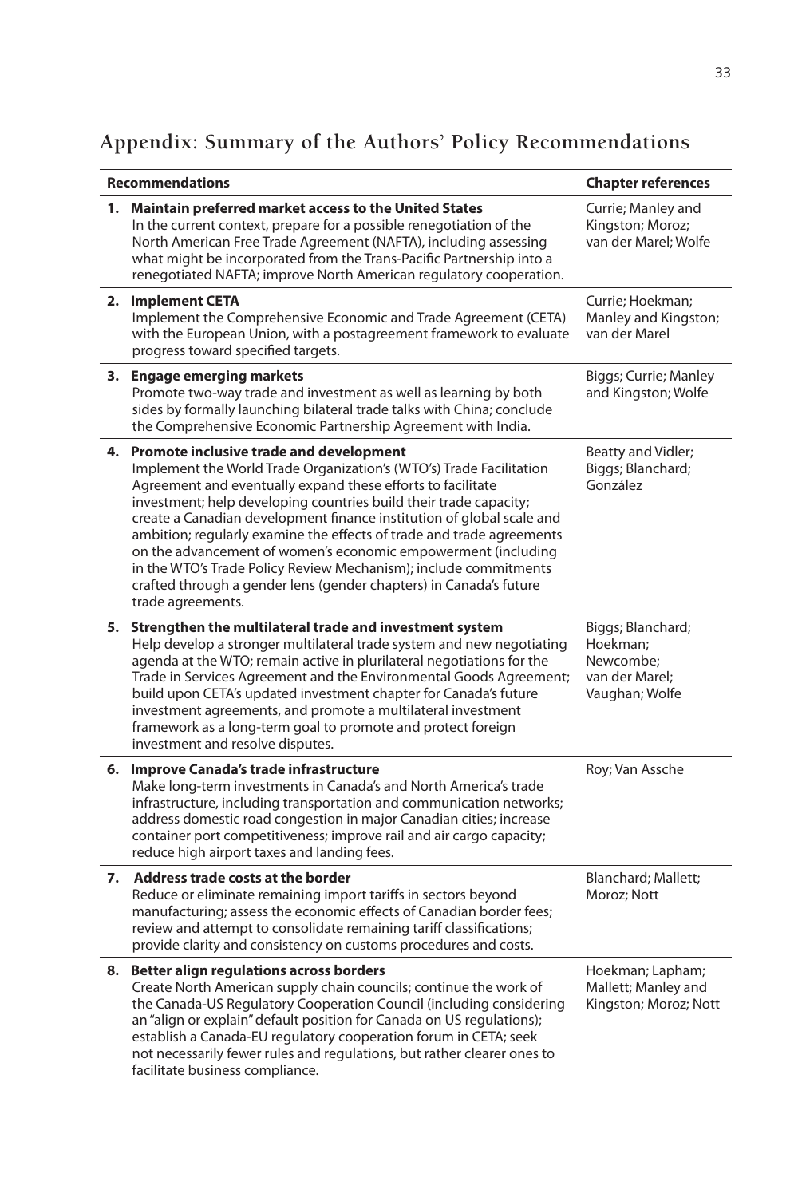## Appendix: Summary of the Authors' Policy Recommendations

| Recommendations | Chapter references |
| --- | --- |
| **1. Maintain preferred market access to the United States**<br>In the current context, prepare for a possible renegotiation of the North American Free Trade Agreement (NAFTA), including assessing what might be incorporated from the Trans-Pacific Partnership into a renegotiated NAFTA; improve North American regulatory cooperation. | Currie; Manley and Kingston; Moroz; van der Marel; Wolfe |
| **2. Implement CETA**<br>Implement the Comprehensive Economic and Trade Agreement (CETA) with the European Union, with a postagreement framework to evaluate progress toward specified targets. | Currie; Hoekman; Manley and Kingston; van der Marel |
| **3. Engage emerging markets**<br>Promote two-way trade and investment as well as learning by both sides by formally launching bilateral trade talks with China; conclude the Comprehensive Economic Partnership Agreement with India. | Biggs; Currie; Manley and Kingston; Wolfe |
| **4. Promote inclusive trade and development**<br>Implement the World Trade Organization's (WTO's) Trade Facilitation Agreement and eventually expand these efforts to facilitate investment; help developing countries build their trade capacity; create a Canadian development finance institution of global scale and ambition; regularly examine the effects of trade and trade agreements on the advancement of women's economic empowerment (including in the WTO's Trade Policy Review Mechanism); include commitments crafted through a gender lens (gender chapters) in Canada's future trade agreements. | Beatty and Vidler; Biggs; Blanchard; González |
| **5. Strengthen the multilateral trade and investment system**<br>Help develop a stronger multilateral trade system and new negotiating agenda at the WTO; remain active in plurilateral negotiations for the Trade in Services Agreement and the Environmental Goods Agreement; build upon CETA's updated investment chapter for Canada's future investment agreements, and promote a multilateral investment framework as a long-term goal to promote and protect foreign investment and resolve disputes. | Biggs; Blanchard; Hoekman; Newcombe; van der Marel; Vaughan; Wolfe |
| **6. Improve Canada's trade infrastructure**<br>Make long-term investments in Canada's and North America's trade infrastructure, including transportation and communication networks; address domestic road congestion in major Canadian cities; increase container port competitiveness; improve rail and air cargo capacity; reduce high airport taxes and landing fees. | Roy; Van Assche |
| **7. Address trade costs at the border**<br>Reduce or eliminate remaining import tariffs in sectors beyond manufacturing; assess the economic effects of Canadian border fees; review and attempt to consolidate remaining tariff classifications; provide clarity and consistency on customs procedures and costs. | Blanchard; Mallett; Moroz; Nott |
| **8. Better align regulations across borders**<br>Create North American supply chain councils; continue the work of the Canada-US Regulatory Cooperation Council (including considering an "align or explain" default position for Canada on US regulations); establish a Canada-EU regulatory cooperation forum in CETA; seek not necessarily fewer rules and regulations, but rather clearer ones to facilitate business compliance. | Hoekman; Lapham; Mallett; Manley and Kingston; Moroz; Nott |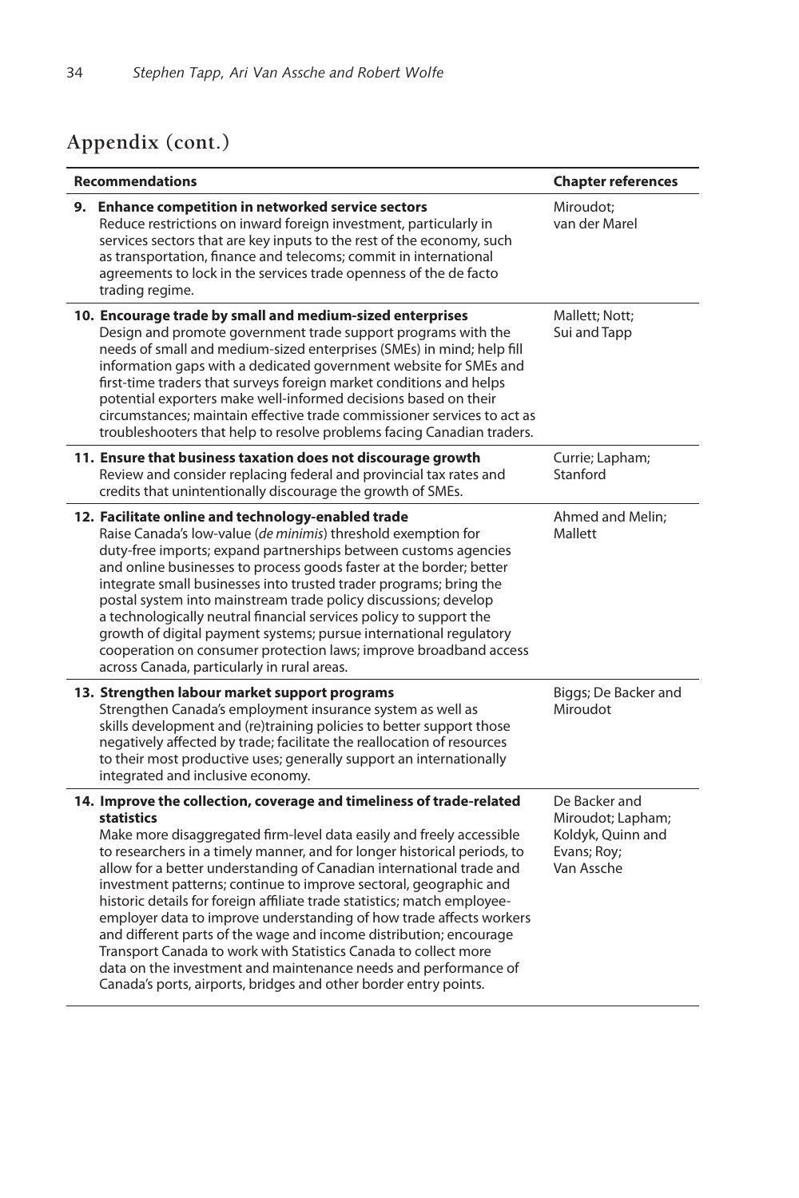## Appendix (cont.)

| Recommendations | Chapter references |
|---|---|
| **9. Enhance competition in networked service sectors** Reduce restrictions on inward foreign investment, particularly in services sectors that are key inputs to the rest of the economy, such as transportation, finance and telecoms; commit in international agreements to lock in the services trade openness of the de facto trading regime. | Miroudot; van der Marel |
| **10. Encourage trade by small and medium-sized enterprises** Design and promote government trade support programs with the needs of small and medium-sized enterprises (SMEs) in mind; help fill information gaps with a dedicated government website for SMEs and first-time traders that surveys foreign market conditions and helps potential exporters make well-informed decisions based on their circumstances; maintain effective trade commissioner services to act as troubleshooters that help to resolve problems facing Canadian traders. | Mallett; Nott; Sui and Tapp |
| **11. Ensure that business taxation does not discourage growth** Review and consider replacing federal and provincial tax rates and credits that unintentionally discourage the growth of SMEs. | Currie; Lapham; Stanford |
| **12. Facilitate online and technology-enabled trade** Raise Canada's low-value (*de minimis*) threshold exemption for duty-free imports; expand partnerships between customs agencies and online businesses to process goods faster at the border; better integrate small businesses into trusted trader programs; bring the postal system into mainstream trade policy discussions; develop a technologically neutral financial services policy to support the growth of digital payment systems; pursue international regulatory cooperation on consumer protection laws; improve broadband access across Canada, particularly in rural areas. | Ahmed and Melin; Mallett |
| **13. Strengthen labour market support programs** Strengthen Canada's employment insurance system as well as skills development and (re)training policies to better support those negatively affected by trade; facilitate the reallocation of resources to their most productive uses; generally support an internationally integrated and inclusive economy. | Biggs; De Backer and Miroudot |
| **14. Improve the collection, coverage and timeliness of trade-related statistics** Make more disaggregated firm-level data easily and freely accessible to researchers in a timely manner, and for longer historical periods, to allow for a better understanding of Canadian international trade and investment patterns; continue to improve sectoral, geographic and historic details for foreign affiliate trade statistics; match employee-employer data to improve understanding of how trade affects workers and different parts of the wage and income distribution; encourage Transport Canada to work with Statistics Canada to collect more data on the investment and maintenance needs and performance of Canada's ports, airports, bridges and other border entry points. | De Backer and Miroudot; Lapham; Koldyk, Quinn and Evans; Roy; Van Assche |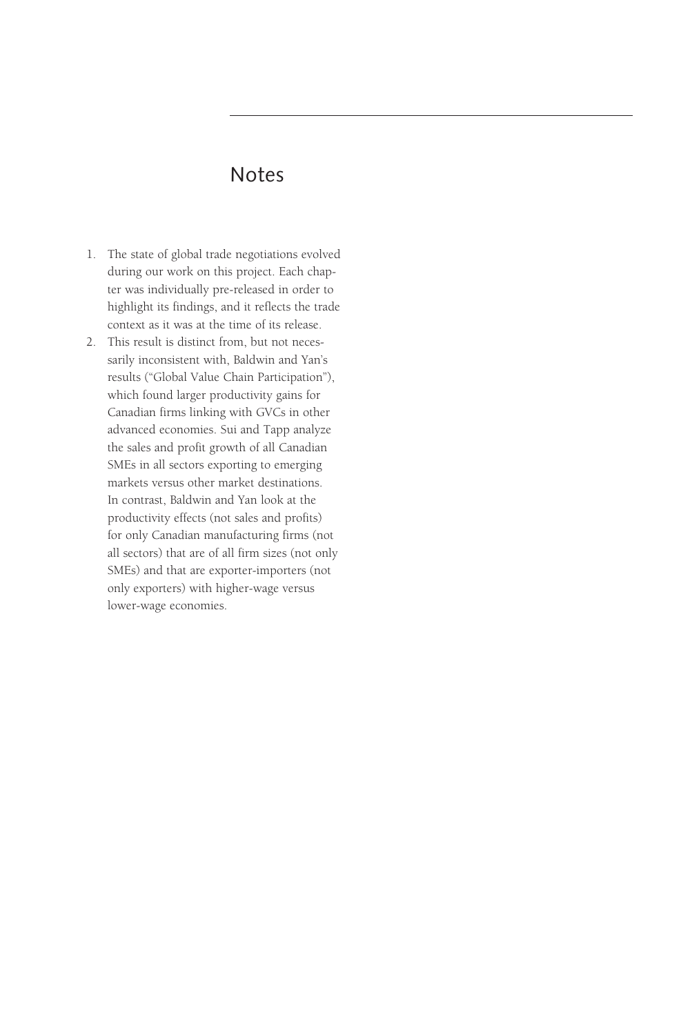# Notes

1. The state of global trade negotiations evolved during our work on this project. Each chapter was individually pre-released in order to highlight its findings, and it reflects the trade context as it was at the time of its release.
2. This result is distinct from, but not necessarily inconsistent with, Baldwin and Yan's results ("Global Value Chain Participation"), which found larger productivity gains for Canadian firms linking with GVCs in other advanced economies. Sui and Tapp analyze the sales and profit growth of all Canadian SMEs in all sectors exporting to emerging markets versus other market destinations. In contrast, Baldwin and Yan look at the productivity effects (not sales and profits) for only Canadian manufacturing firms (not all sectors) that are of all firm sizes (not only SMEs) and that are exporter-importers (not only exporters) with higher-wage versus lower-wage economies.